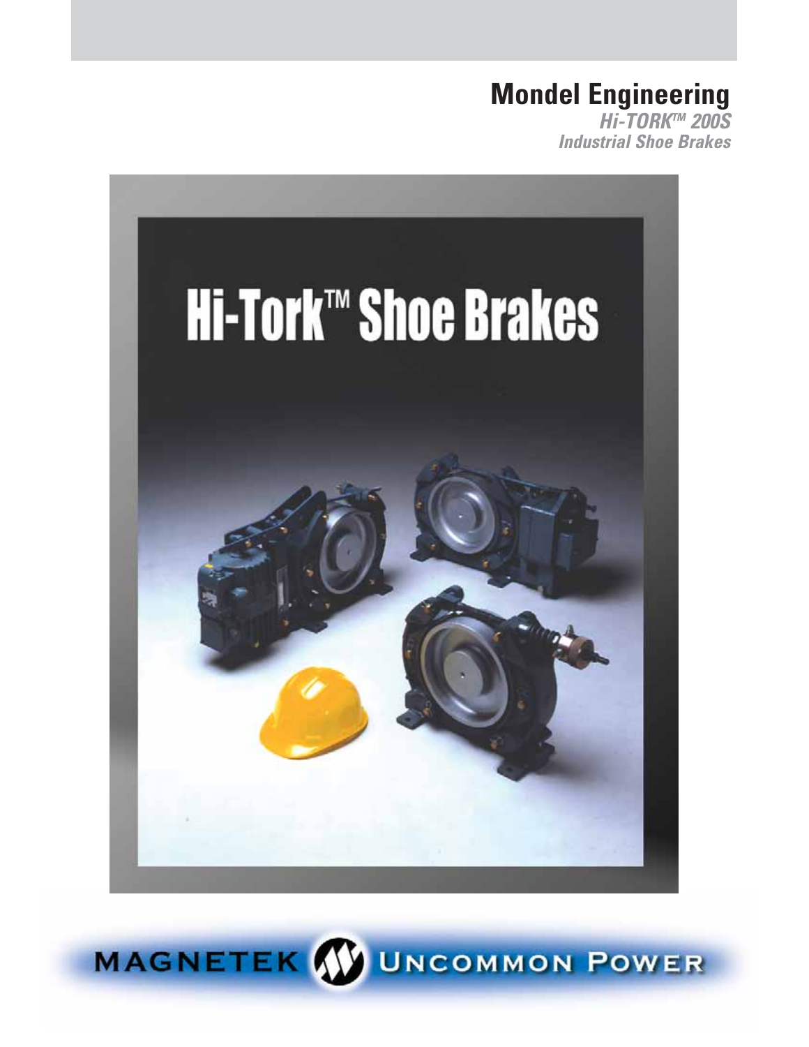# Mondel Engineering

***Hi-TORK™ 200S***
***Industrial Shoe Brakes***

# Hi-Tork™ Shoe Brakes

MAGNETEK UNCOMMON POWER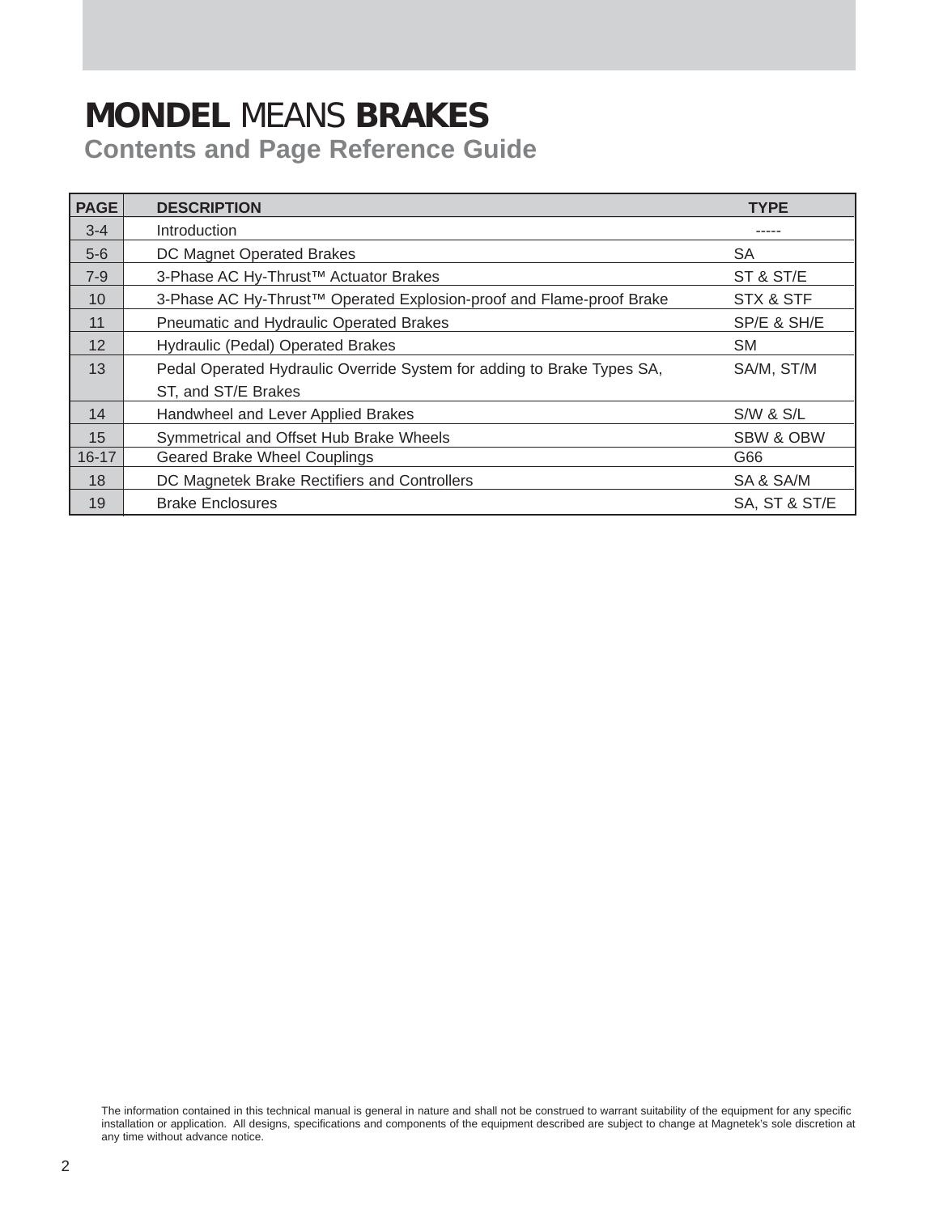# **MONDEL** MEANS **BRAKES**

## Contents and Page Reference Guide

| PAGE | DESCRIPTION | TYPE |
|---|---|---|
| 3-4 | Introduction | ----- |
| 5-6 | DC Magnet Operated Brakes | SA |
| 7-9 | 3-Phase AC Hy-Thrust™ Actuator Brakes | ST & ST/E |
| 10 | 3-Phase AC Hy-Thrust™ Operated Explosion-proof and Flame-proof Brake | STX & STF |
| 11 | Pneumatic and Hydraulic Operated Brakes | SP/E & SH/E |
| 12 | Hydraulic (Pedal) Operated Brakes | SM |
| 13 | Pedal Operated Hydraulic Override System for adding to Brake Types SA, ST, and ST/E Brakes | SA/M, ST/M |
| 14 | Handwheel and Lever Applied Brakes | S/W & S/L |
| 15 | Symmetrical and Offset Hub Brake Wheels | SBW & OBW |
| 16-17 | Geared Brake Wheel Couplings | G66 |
| 18 | DC Magnetek Brake Rectifiers and Controllers | SA & SA/M |
| 19 | Brake Enclosures | SA, ST & ST/E |

The information contained in this technical manual is general in nature and shall not be construed to warrant suitability of the equipment for any specific installation or application. All designs, specifications and components of the equipment described are subject to change at Magnetek's sole discretion at any time without advance notice.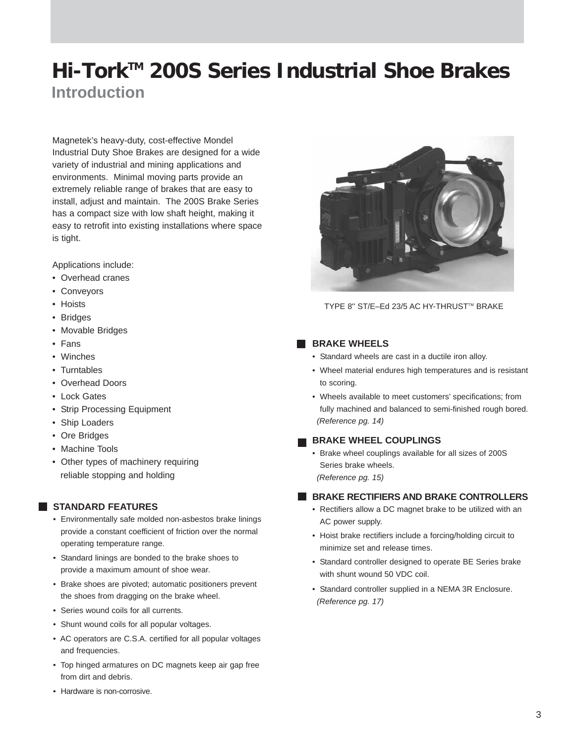# Hi-Tork™ 200S Series Industrial Shoe Brakes

## Introduction

Magnetek's heavy-duty, cost-effective Mondel Industrial Duty Shoe Brakes are designed for a wide variety of industrial and mining applications and environments. Minimal moving parts provide an extremely reliable range of brakes that are easy to install, adjust and maintain. The 200S Brake Series has a compact size with low shaft height, making it easy to retrofit into existing installations where space is tight.

Applications include:

- Overhead cranes
- Conveyors
- Hoists
- Bridges
- Movable Bridges
- Fans
- Winches
- Turntables
- Overhead Doors
- Lock Gates
- Strip Processing Equipment
- Ship Loaders
- Ore Bridges
- Machine Tools
- Other types of machinery requiring reliable stopping and holding

### STANDARD FEATURES

- Environmentally safe molded non-asbestos brake linings provide a constant coefficient of friction over the normal operating temperature range.
- Standard linings are bonded to the brake shoes to provide a maximum amount of shoe wear.
- Brake shoes are pivoted; automatic positioners prevent the shoes from dragging on the brake wheel.
- Series wound coils for all currents.
- Shunt wound coils for all popular voltages.
- AC operators are C.S.A. certified for all popular voltages and frequencies.
- Top hinged armatures on DC magnets keep air gap free from dirt and debris.
- Hardware is non-corrosive.

TYPE 8" ST/E–Ed 23/5 AC HY-THRUST™ BRAKE

### BRAKE WHEELS

- Standard wheels are cast in a ductile iron alloy.
- Wheel material endures high temperatures and is resistant to scoring.
- Wheels available to meet customers' specifications; from fully machined and balanced to semi-finished rough bored.

*(Reference pg. 14)*

### BRAKE WHEEL COUPLINGS

- Brake wheel couplings available for all sizes of 200S Series brake wheels.

*(Reference pg. 15)*

### BRAKE RECTIFIERS AND BRAKE CONTROLLERS

- Rectifiers allow a DC magnet brake to be utilized with an AC power supply.
- Hoist brake rectifiers include a forcing/holding circuit to minimize set and release times.
- Standard controller designed to operate BE Series brake with shunt wound 50 VDC coil.
- Standard controller supplied in a NEMA 3R Enclosure.

*(Reference pg. 17)*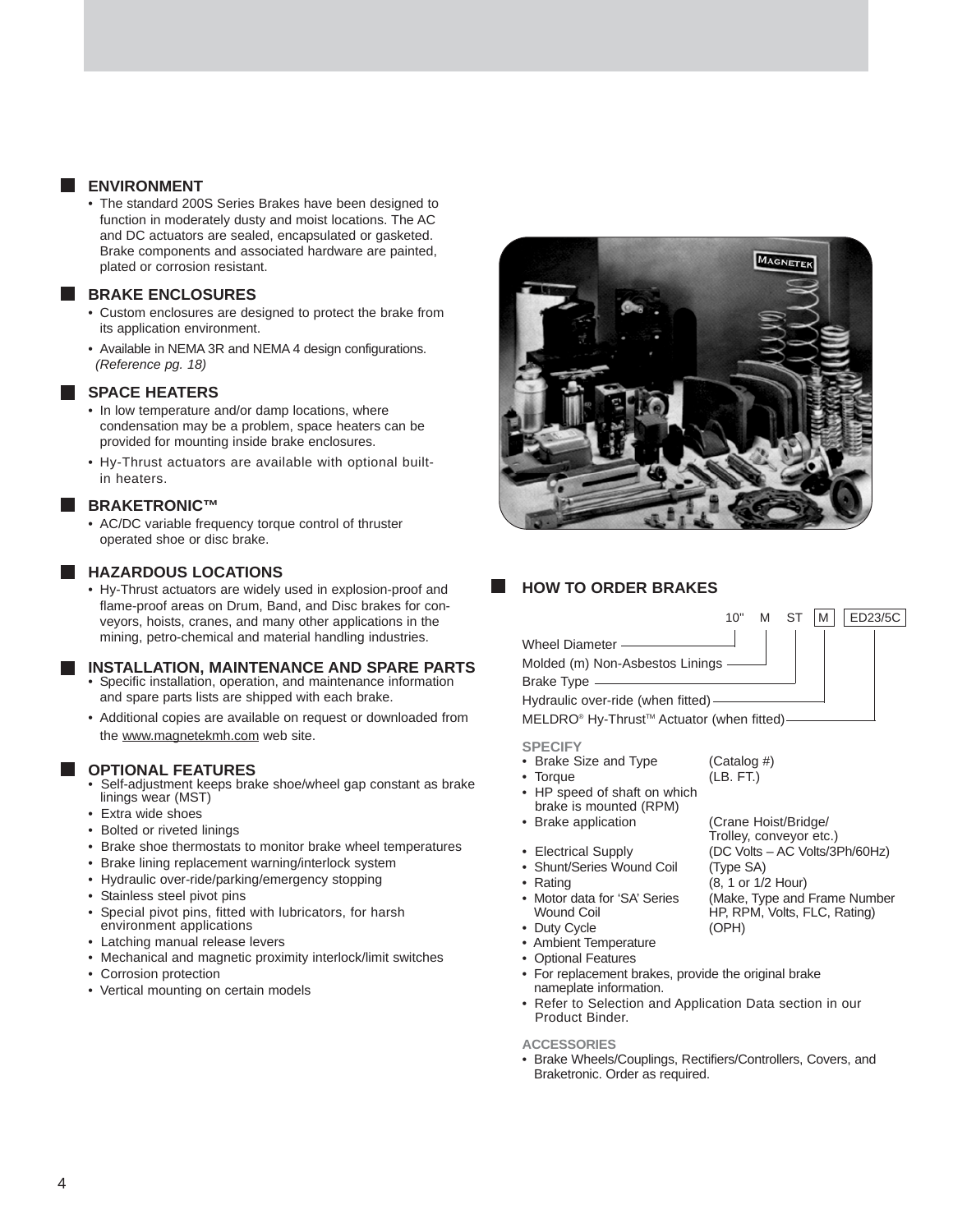## ENVIRONMENT

- The standard 200S Series Brakes have been designed to function in moderately dusty and moist locations. The AC and DC actuators are sealed, encapsulated or gasketed. Brake components and associated hardware are painted, plated or corrosion resistant.

## BRAKE ENCLOSURES

- Custom enclosures are designed to protect the brake from its application environment.
- Available in NEMA 3R and NEMA 4 design configurations. *(Reference pg. 18)*

## SPACE HEATERS

- In low temperature and/or damp locations, where condensation may be a problem, space heaters can be provided for mounting inside brake enclosures.
- Hy-Thrust actuators are available with optional built-in heaters.

## BRAKETRONIC™

- AC/DC variable frequency torque control of thruster operated shoe or disc brake.

## HAZARDOUS LOCATIONS

- Hy-Thrust actuators are widely used in explosion-proof and flame-proof areas on Drum, Band, and Disc brakes for conveyors, hoists, cranes, and many other applications in the mining, petro-chemical and material handling industries.

## INSTALLATION, MAINTENANCE AND SPARE PARTS

- Specific installation, operation, and maintenance information and spare parts lists are shipped with each brake.
- Additional copies are available on request or downloaded from the www.magnetekmh.com web site.

## OPTIONAL FEATURES

- Self-adjustment keeps brake shoe/wheel gap constant as brake linings wear (MST)
- Extra wide shoes
- Bolted or riveted linings
- Brake shoe thermostats to monitor brake wheel temperatures
- Brake lining replacement warning/interlock system
- Hydraulic over-ride/parking/emergency stopping
- Stainless steel pivot pins
- Special pivot pins, fitted with lubricators, for harsh environment applications
- Latching manual release levers
- Mechanical and magnetic proximity interlock/limit switches
- Corrosion protection
- Vertical mounting on certain models

## HOW TO ORDER BRAKES

10" M ST [M] [ED23/5C]

- Wheel Diameter — 10"
- Molded (m) Non-Asbestos Linings — M
- Brake Type — ST
- Hydraulic over-ride (when fitted) — M
- MELDRO® Hy-Thrust™ Actuator (when fitted) — ED23/5C

**SPECIFY**

- Brake Size and Type (Catalog #)
- Torque (LB. FT.)
- HP speed of shaft on which brake is mounted (RPM)
- Brake application (Crane Hoist/Bridge/Trolley, conveyor etc.)
- Electrical Supply (DC Volts – AC Volts/3Ph/60Hz)
- Shunt/Series Wound Coil (Type SA)
- Rating (8, 1 or 1/2 Hour)
- Motor data for 'SA' Series Wound Coil (Make, Type and Frame Number HP, RPM, Volts, FLC, Rating)
- Duty Cycle (OPH)
- Ambient Temperature
- Optional Features
- For replacement brakes, provide the original brake nameplate information.
- Refer to Selection and Application Data section in our Product Binder.

**ACCESSORIES**

- Brake Wheels/Couplings, Rectifiers/Controllers, Covers, and Braketronic. Order as required.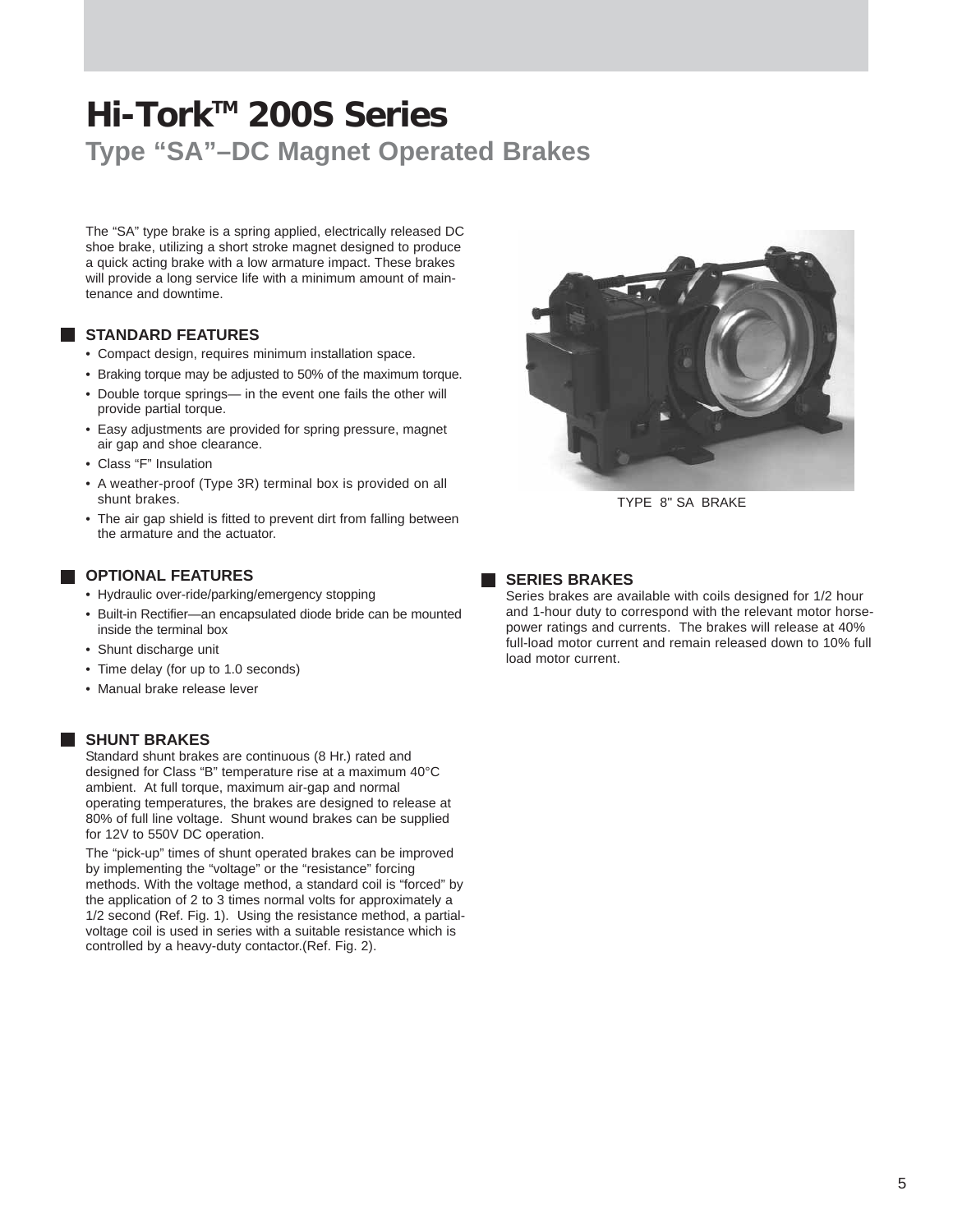# Hi-Tork™ 200S Series

## Type "SA"–DC Magnet Operated Brakes

The "SA" type brake is a spring applied, electrically released DC shoe brake, utilizing a short stroke magnet designed to produce a quick acting brake with a low armature impact. These brakes will provide a long service life with a minimum amount of maintenance and downtime.

### STANDARD FEATURES

- Compact design, requires minimum installation space.
- Braking torque may be adjusted to 50% of the maximum torque.
- Double torque springs— in the event one fails the other will provide partial torque.
- Easy adjustments are provided for spring pressure, magnet air gap and shoe clearance.
- Class "F" Insulation
- A weather-proof (Type 3R) terminal box is provided on all shunt brakes.
- The air gap shield is fitted to prevent dirt from falling between the armature and the actuator.

### OPTIONAL FEATURES

- Hydraulic over-ride/parking/emergency stopping
- Built-in Rectifier—an encapsulated diode bride can be mounted inside the terminal box
- Shunt discharge unit
- Time delay (for up to 1.0 seconds)
- Manual brake release lever

### SHUNT BRAKES

Standard shunt brakes are continuous (8 Hr.) rated and designed for Class "B" temperature rise at a maximum 40°C ambient. At full torque, maximum air-gap and normal operating temperatures, the brakes are designed to release at 80% of full line voltage. Shunt wound brakes can be supplied for 12V to 550V DC operation.

The "pick-up" times of shunt operated brakes can be improved by implementing the "voltage" or the "resistance" forcing methods. With the voltage method, a standard coil is "forced" by the application of 2 to 3 times normal volts for approximately a 1/2 second (Ref. Fig. 1). Using the resistance method, a partial-voltage coil is used in series with a suitable resistance which is controlled by a heavy-duty contactor.(Ref. Fig. 2).

TYPE 8" SA BRAKE

### SERIES BRAKES

Series brakes are available with coils designed for 1/2 hour and 1-hour duty to correspond with the relevant motor horse-power ratings and currents. The brakes will release at 40% full-load motor current and remain released down to 10% full load motor current.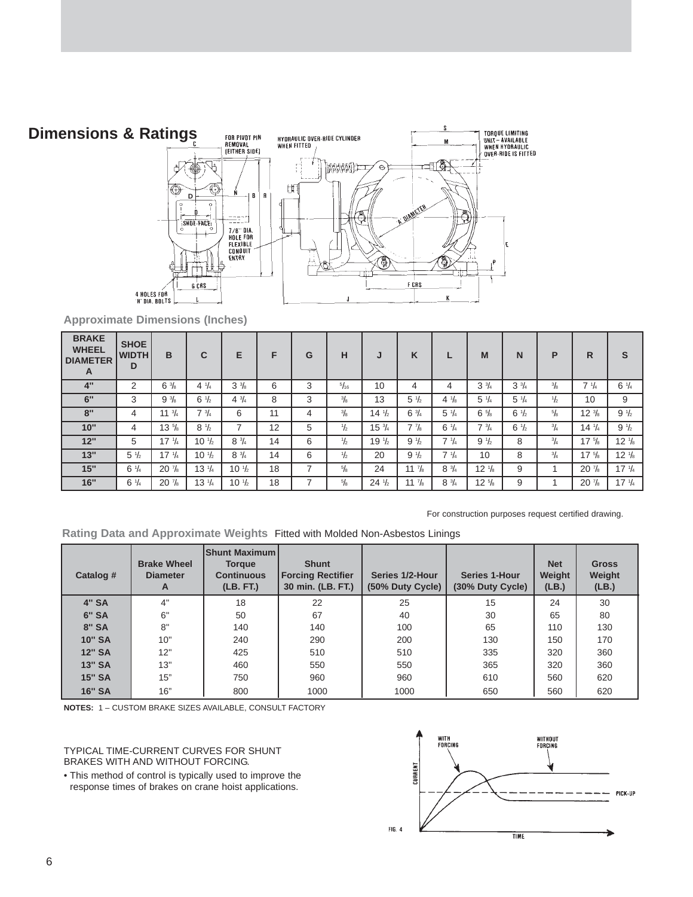## Dimensions & Ratings

### Approximate Dimensions (Inches)

| BRAKE WHEEL DIAMETER A | SHOE WIDTH D | B | C | E | F | G | H | J | K | L | M | N | P | R | S |
|---|---|---|---|---|---|---|---|---|---|---|---|---|---|---|---|
| 4" | 2 | 6 3/8 | 4 1/4 | 3 3/8 | 6 | 3 | 5/16 | 10 | 4 | 4 | 3 3/4 | 3 3/4 | 3/8 | 7 1/4 | 6 1/4 |
| 6" | 3 | 9 3/8 | 6 1/2 | 4 3/4 | 8 | 3 | 3/8 | 13 | 5 1/2 | 4 1/8 | 5 1/4 | 5 1/4 | 1/2 | 10 | 9 |
| 8" | 4 | 11 3/4 | 7 3/4 | 6 | 11 | 4 | 3/8 | 14 1/2 | 6 3/4 | 5 1/4 | 6 5/8 | 6 1/2 | 5/8 | 12 3/8 | 9 1/2 |
| 10" | 4 | 13 5/8 | 8 1/2 | 7 | 12 | 5 | 1/2 | 15 3/4 | 7 7/8 | 6 1/4 | 7 3/4 | 6 1/2 | 3/4 | 14 1/4 | 9 1/2 |
| 12" | 5 | 17 1/4 | 10 1/2 | 8 3/4 | 14 | 6 | 1/2 | 19 1/2 | 9 1/2 | 7 1/4 | 9 1/2 | 8 | 3/4 | 17 5/8 | 12 1/8 |
| 13" | 5 1/2 | 17 1/4 | 10 1/2 | 8 3/4 | 14 | 6 | 1/2 | 20 | 9 1/2 | 7 1/4 | 10 | 8 | 3/4 | 17 5/8 | 12 1/8 |
| 15" | 6 1/4 | 20 7/8 | 13 1/4 | 10 1/2 | 18 | 7 | 5/8 | 24 | 11 7/8 | 8 3/4 | 12 1/8 | 9 | 1 | 20 7/8 | 17 1/4 |
| 16" | 6 1/4 | 20 7/8 | 13 1/4 | 10 1/2 | 18 | 7 | 5/8 | 24 1/2 | 11 7/8 | 8 3/4 | 12 5/8 | 9 | 1 | 20 7/8 | 17 1/4 |

For construction purposes request certified drawing.

### Rating Data and Approximate Weights Fitted with Molded Non-Asbestos Linings

| Catalog # | Brake Wheel Diameter A | Shunt Maximum Torque Continuous (LB. FT.) | Shunt Forcing Rectifier 30 min. (LB. FT.) | Series 1/2-Hour (50% Duty Cycle) | Series 1-Hour (30% Duty Cycle) | Net Weight (LB.) | Gross Weight (LB.) |
|---|---|---|---|---|---|---|---|
| 4" SA | 4" | 18 | 22 | 25 | 15 | 24 | 30 |
| 6" SA | 6" | 50 | 67 | 40 | 30 | 65 | 80 |
| 8" SA | 8" | 140 | 140 | 100 | 65 | 110 | 130 |
| 10" SA | 10" | 240 | 290 | 200 | 130 | 150 | 170 |
| 12" SA | 12" | 425 | 510 | 510 | 335 | 320 | 360 |
| 13" SA | 13" | 460 | 550 | 550 | 365 | 320 | 360 |
| 15" SA | 15" | 750 | 960 | 960 | 610 | 560 | 620 |
| 16" SA | 16" | 800 | 1000 | 1000 | 650 | 560 | 620 |

**NOTES:** 1 – CUSTOM BRAKE SIZES AVAILABLE, CONSULT FACTORY

TYPICAL TIME-CURRENT CURVES FOR SHUNT BRAKES WITH AND WITHOUT FORCING.

- This method of control is typically used to improve the response times of brakes on crane hoist applications.

FIG. 4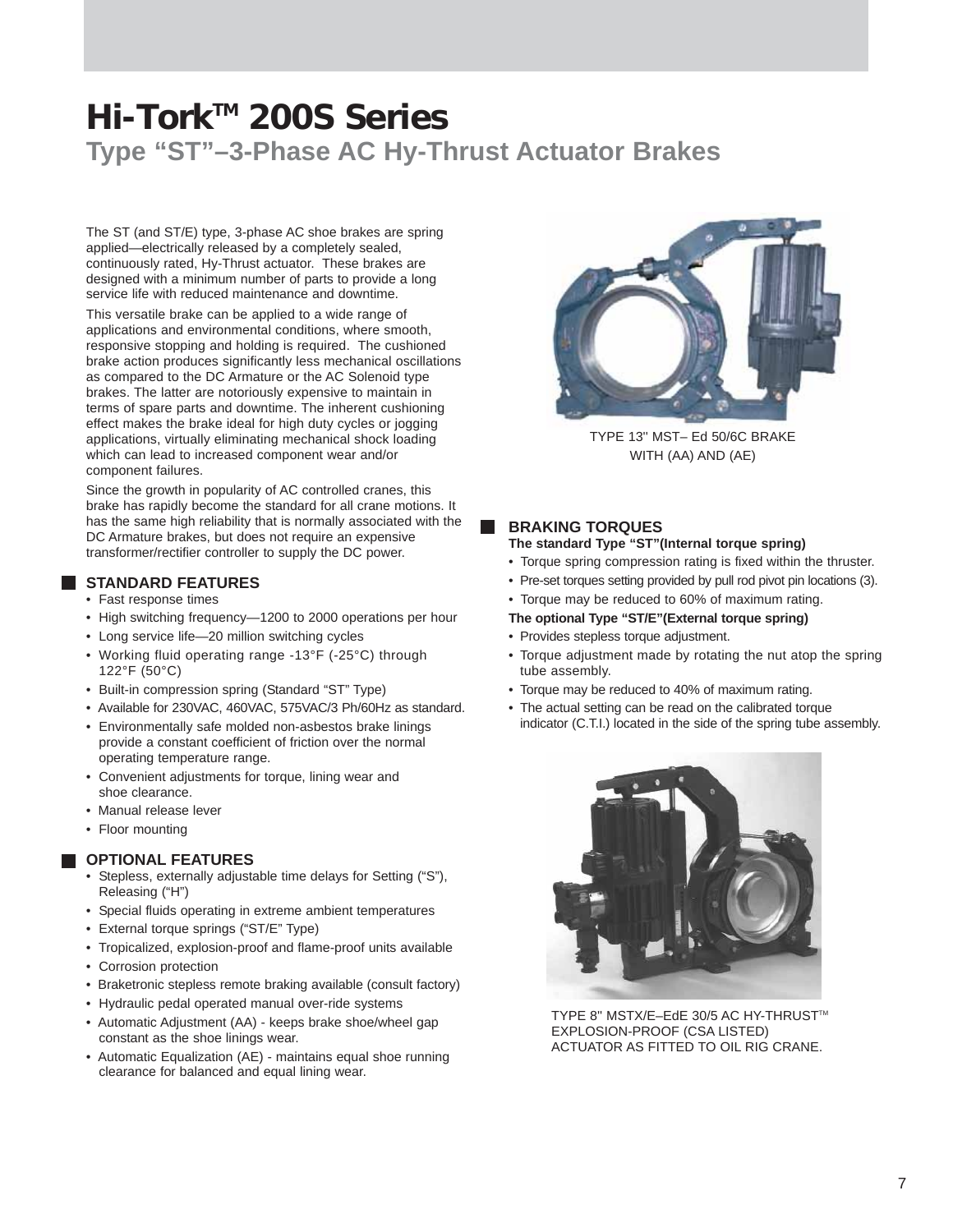# Hi-Tork™ 200S Series

## Type “ST”–3-Phase AC Hy-Thrust Actuator Brakes

The ST (and ST/E) type, 3-phase AC shoe brakes are spring applied—electrically released by a completely sealed, continuously rated, Hy-Thrust actuator. These brakes are designed with a minimum number of parts to provide a long service life with reduced maintenance and downtime.

This versatile brake can be applied to a wide range of applications and environmental conditions, where smooth, responsive stopping and holding is required. The cushioned brake action produces significantly less mechanical oscillations as compared to the DC Armature or the AC Solenoid type brakes. The latter are notoriously expensive to maintain in terms of spare parts and downtime. The inherent cushioning effect makes the brake ideal for high duty cycles or jogging applications, virtually eliminating mechanical shock loading which can lead to increased component wear and/or component failures.

Since the growth in popularity of AC controlled cranes, this brake has rapidly become the standard for all crane motions. It has the same high reliability that is normally associated with the DC Armature brakes, but does not require an expensive transformer/rectifier controller to supply the DC power.

### STANDARD FEATURES

- Fast response times
- High switching frequency—1200 to 2000 operations per hour
- Long service life—20 million switching cycles
- Working fluid operating range -13°F (-25°C) through 122°F (50°C)
- Built-in compression spring (Standard “ST” Type)
- Available for 230VAC, 460VAC, 575VAC/3 Ph/60Hz as standard.
- Environmentally safe molded non-asbestos brake linings provide a constant coefficient of friction over the normal operating temperature range.
- Convenient adjustments for torque, lining wear and shoe clearance.
- Manual release lever
- Floor mounting

### OPTIONAL FEATURES

- Stepless, externally adjustable time delays for Setting (“S”), Releasing (“H”)
- Special fluids operating in extreme ambient temperatures
- External torque springs (“ST/E” Type)
- Tropicalized, explosion-proof and flame-proof units available
- Corrosion protection
- Braketronic stepless remote braking available (consult factory)
- Hydraulic pedal operated manual over-ride systems
- Automatic Adjustment (AA) - keeps brake shoe/wheel gap constant as the shoe linings wear.
- Automatic Equalization (AE) - maintains equal shoe running clearance for balanced and equal lining wear.

TYPE 13" MST– Ed 50/6C BRAKE WITH (AA) AND (AE)

### BRAKING TORQUES

**The standard Type “ST”(Internal torque spring)**

- Torque spring compression rating is fixed within the thruster.
- Pre-set torques setting provided by pull rod pivot pin locations (3).
- Torque may be reduced to 60% of maximum rating.

**The optional Type “ST/E”(External torque spring)**

- Provides stepless torque adjustment.
- Torque adjustment made by rotating the nut atop the spring tube assembly.
- Torque may be reduced to 40% of maximum rating.
- The actual setting can be read on the calibrated torque indicator (C.T.I.) located in the side of the spring tube assembly.

TYPE 8" MSTX/E–EdE 30/5 AC HY-THRUST™ EXPLOSION-PROOF (CSA LISTED) ACTUATOR AS FITTED TO OIL RIG CRANE.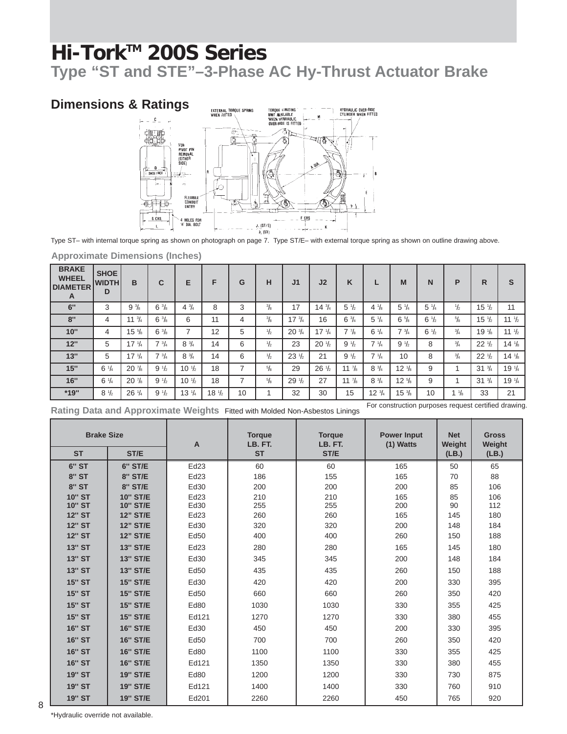# Hi-Tork™ 200S Series

## Type "ST and STE"–3-Phase AC Hy-Thrust Actuator Brake

### Dimensions & Ratings

Type ST– with internal torque spring as shown on photograph on page 7. Type ST/E– with external torque spring as shown on outline drawing above.

**Approximate Dimensions (Inches)**

| BRAKE WHEEL DIAMETER A | SHOE WIDTH D | B | C | E | F | G | H | J1 | J2 | K | L | M | N | P | R | S |
|---|---|---|---|---|---|---|---|---|---|---|---|---|---|---|---|---|
| 6" | 3 | 9 3/8 | 6 3/8 | 4 3/4 | 8 | 3 | 3/8 | 17 | 14 3/4 | 5 1/2 | 4 1/8 | 5 1/4 | 5 1/4 | 1/2 | 15 1/2 | 11 |
| 8" | 4 | 11 3/4 | 6 3/8 | 6 | 11 | 4 | 3/8 | 17 3/4 | 16 | 6 3/4 | 5 1/4 | 6 5/8 | 6 1/2 | 5/8 | 15 1/2 | 11 1/2 |
| 10" | 4 | 15 5/8 | 6 3/8 | 7 | 12 | 5 | 1/2 | 20 3/4 | 17 1/4 | 7 7/8 | 6 1/4 | 7 3/4 | 6 1/2 | 3/4 | 19 1/8 | 11 1/2 |
| 12" | 5 | 17 1/4 | 7 3/4 | 8 3/4 | 14 | 6 | 1/2 | 23 | 20 1/2 | 9 1/2 | 7 1/4 | 9 1/2 | 8 | 3/4 | 22 1/2 | 14 1/8 |
| 13" | 5 | 17 1/4 | 7 3/4 | 8 3/4 | 14 | 6 | 1/2 | 23 1/2 | 21 | 9 1/2 | 7 1/4 | 10 | 8 | 3/4 | 22 1/2 | 14 1/8 |
| 15" | 6 1/4 | 20 7/8 | 9 1/2 | 10 1/2 | 18 | 7 | 5/8 | 29 | 26 1/2 | 11 7/8 | 8 3/4 | 12 1/8 | 9 | 1 | 31 3/4 | 19 1/4 |
| 16" | 6 1/4 | 20 7/8 | 9 1/2 | 10 1/2 | 18 | 7 | 5/8 | 29 1/2 | 27 | 11 7/8 | 8 3/4 | 12 5/8 | 9 | 1 | 31 3/4 | 19 1/4 |
| *19" | 8 1/2 | 26 1/4 | 9 1/2 | 13 1/4 | 18 1/2 | 10 | 1 | 32 | 30 | 15 | 12 3/4 | 15 3/8 | 10 | 1 1/8 | 33 | 21 |

For construction purposes request certified drawing.

**Rating Data and Approximate Weights** Fitted with Molded Non-Asbestos Linings

| Brake Size | | A | Torque LB. FT. ST | Torque LB. FT. ST/E | Power Input (1) Watts | Net Weight (LB.) | Gross Weight (LB.) |
|---|---|---|---|---|---|---|---|
| ST | ST/E | | | | | | |
| 6" ST | 6" ST/E | Ed23 | 60 | 60 | 165 | 50 | 65 |
| 8" ST | 8" ST/E | Ed23 | 186 | 155 | 165 | 70 | 88 |
| 8" ST | 8" ST/E | Ed30 | 200 | 200 | 200 | 85 | 106 |
| 10" ST | 10" ST/E | Ed23 | 210 | 210 | 165 | 85 | 106 |
| 10" ST | 10" ST/E | Ed30 | 255 | 255 | 200 | 90 | 112 |
| 12" ST | 12" ST/E | Ed23 | 260 | 260 | 165 | 145 | 180 |
| 12" ST | 12" ST/E | Ed30 | 320 | 320 | 200 | 148 | 184 |
| 12" ST | 12" ST/E | Ed50 | 400 | 400 | 260 | 150 | 188 |
| 13" ST | 13" ST/E | Ed23 | 280 | 280 | 165 | 145 | 180 |
| 13" ST | 13" ST/E | Ed30 | 345 | 345 | 200 | 148 | 184 |
| 13" ST | 13" ST/E | Ed50 | 435 | 435 | 260 | 150 | 188 |
| 15" ST | 15" ST/E | Ed30 | 420 | 420 | 200 | 330 | 395 |
| 15" ST | 15" ST/E | Ed50 | 660 | 660 | 260 | 350 | 420 |
| 15" ST | 15" ST/E | Ed80 | 1030 | 1030 | 330 | 355 | 425 |
| 15" ST | 15" ST/E | Ed121 | 1270 | 1270 | 330 | 380 | 455 |
| 16" ST | 16" ST/E | Ed30 | 450 | 450 | 200 | 330 | 395 |
| 16" ST | 16" ST/E | Ed50 | 700 | 700 | 260 | 350 | 420 |
| 16" ST | 16" ST/E | Ed80 | 1100 | 1100 | 330 | 355 | 425 |
| 16" ST | 16" ST/E | Ed121 | 1350 | 1350 | 330 | 380 | 455 |
| 19" ST | 19" ST/E | Ed80 | 1200 | 1200 | 330 | 730 | 875 |
| 19" ST | 19" ST/E | Ed121 | 1400 | 1400 | 330 | 760 | 910 |
| 19" ST | 19" ST/E | Ed201 | 2260 | 2260 | 450 | 765 | 920 |

*Hydraulic override not available.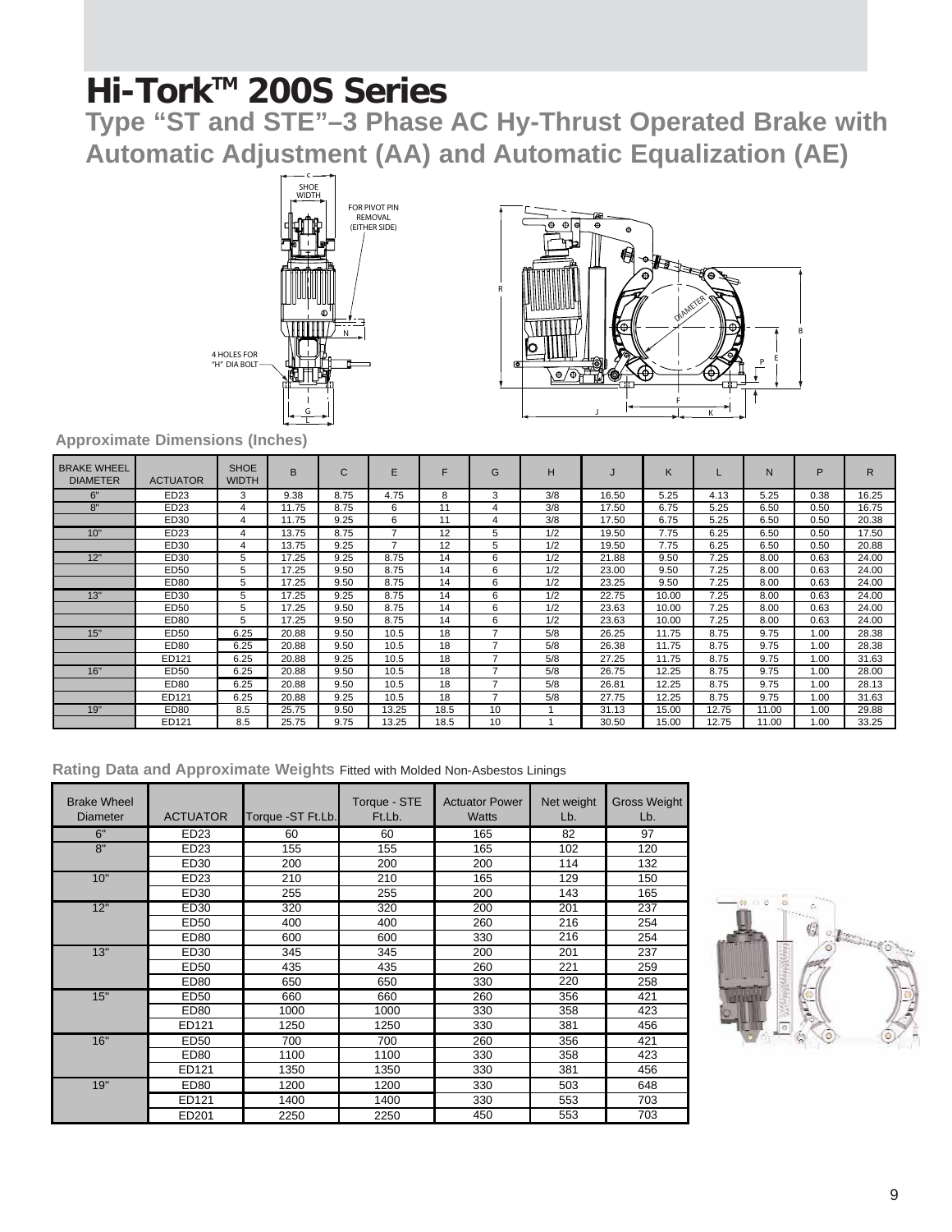# Hi-Tork™ 200S Series

## Type "ST and STE"–3 Phase AC Hy-Thrust Operated Brake with Automatic Adjustment (AA) and Automatic Equalization (AE)

### Approximate Dimensions (Inches)

| BRAKE WHEEL DIAMETER | ACTUATOR | SHOE WIDTH | B | C | E | F | G | H | J | K | L | N | P | R |
|---|---|---|---|---|---|---|---|---|---|---|---|---|---|---|
| 6" | ED23 | 3 | 9.38 | 8.75 | 4.75 | 8 | 3 | 3/8 | 16.50 | 5.25 | 4.13 | 5.25 | 0.38 | 16.25 |
| 8" | ED23 | 4 | 11.75 | 8.75 | 6 | 11 | 4 | 3/8 | 17.50 | 6.75 | 5.25 | 6.50 | 0.50 | 16.75 |
| | ED30 | 4 | 11.75 | 9.25 | 6 | 11 | 4 | 3/8 | 17.50 | 6.75 | 5.25 | 6.50 | 0.50 | 20.38 |
| 10" | ED23 | 4 | 13.75 | 8.75 | 7 | 12 | 5 | 1/2 | 19.50 | 7.75 | 6.25 | 6.50 | 0.50 | 17.50 |
| | ED30 | 4 | 13.75 | 9.25 | 7 | 12 | 5 | 1/2 | 19.50 | 7.75 | 6.25 | 6.50 | 0.50 | 20.88 |
| 12" | ED30 | 5 | 17.25 | 9.25 | 8.75 | 14 | 6 | 1/2 | 21.88 | 9.50 | 7.25 | 8.00 | 0.63 | 24.00 |
| | ED50 | 5 | 17.25 | 9.50 | 8.75 | 14 | 6 | 1/2 | 23.00 | 9.50 | 7.25 | 8.00 | 0.63 | 24.00 |
| | ED80 | 5 | 17.25 | 9.50 | 8.75 | 14 | 6 | 1/2 | 23.25 | 9.50 | 7.25 | 8.00 | 0.63 | 24.00 |
| 13" | ED30 | 5 | 17.25 | 9.25 | 8.75 | 14 | 6 | 1/2 | 22.75 | 10.00 | 7.25 | 8.00 | 0.63 | 24.00 |
| | ED50 | 5 | 17.25 | 9.50 | 8.75 | 14 | 6 | 1/2 | 23.63 | 10.00 | 7.25 | 8.00 | 0.63 | 24.00 |
| | ED80 | 5 | 17.25 | 9.50 | 8.75 | 14 | 6 | 1/2 | 23.63 | 10.00 | 7.25 | 8.00 | 0.63 | 24.00 |
| 15" | ED50 | 6.25 | 20.88 | 9.50 | 10.5 | 18 | 7 | 5/8 | 26.25 | 11.75 | 8.75 | 9.75 | 1.00 | 28.38 |
| | ED80 | 6.25 | 20.88 | 9.50 | 10.5 | 18 | 7 | 5/8 | 26.38 | 11.75 | 8.75 | 9.75 | 1.00 | 28.38 |
| | ED121 | 6.25 | 20.88 | 9.25 | 10.5 | 18 | 7 | 5/8 | 27.25 | 11.75 | 8.75 | 9.75 | 1.00 | 31.63 |
| 16" | ED50 | 6.25 | 20.88 | 9.50 | 10.5 | 18 | 7 | 5/8 | 26.75 | 12.25 | 8.75 | 9.75 | 1.00 | 28.00 |
| | ED80 | 6.25 | 20.88 | 9.50 | 10.5 | 18 | 7 | 5/8 | 26.81 | 12.25 | 8.75 | 9.75 | 1.00 | 28.13 |
| | ED121 | 6.25 | 20.88 | 9.25 | 10.5 | 18 | 7 | 5/8 | 27.75 | 12.25 | 8.75 | 9.75 | 1.00 | 31.63 |
| 19" | ED80 | 8.5 | 25.75 | 9.50 | 13.25 | 18.5 | 10 | 1 | 31.13 | 15.00 | 12.75 | 11.00 | 1.00 | 29.88 |
| | ED121 | 8.5 | 25.75 | 9.75 | 13.25 | 18.5 | 10 | 1 | 30.50 | 15.00 | 12.75 | 11.00 | 1.00 | 33.25 |

### Rating Data and Approximate Weights Fitted with Molded Non-Asbestos Linings

| Brake Wheel Diameter | ACTUATOR | Torque -ST Ft.Lb. | Torque - STE Ft.Lb. | Actuator Power Watts | Net weight Lb. | Gross Weight Lb. |
|---|---|---|---|---|---|---|
| 6" | ED23 | 60 | 60 | 165 | 82 | 97 |
| 8" | ED23 | 155 | 155 | 165 | 102 | 120 |
| | ED30 | 200 | 200 | 200 | 114 | 132 |
| 10" | ED23 | 210 | 210 | 165 | 129 | 150 |
| | ED30 | 255 | 255 | 200 | 143 | 165 |
| 12" | ED30 | 320 | 320 | 200 | 201 | 237 |
| | ED50 | 400 | 400 | 260 | 216 | 254 |
| | ED80 | 600 | 600 | 330 | 216 | 254 |
| 13" | ED30 | 345 | 345 | 200 | 201 | 237 |
| | ED50 | 435 | 435 | 260 | 221 | 259 |
| | ED80 | 650 | 650 | 330 | 220 | 258 |
| 15" | ED50 | 660 | 660 | 260 | 356 | 421 |
| | ED80 | 1000 | 1000 | 330 | 358 | 423 |
| | ED121 | 1250 | 1250 | 330 | 381 | 456 |
| 16" | ED50 | 700 | 700 | 260 | 356 | 421 |
| | ED80 | 1100 | 1100 | 330 | 358 | 423 |
| | ED121 | 1350 | 1350 | 330 | 381 | 456 |
| 19" | ED80 | 1200 | 1200 | 330 | 503 | 648 |
| | ED121 | 1400 | 1400 | 330 | 553 | 703 |
| | ED201 | 2250 | 2250 | 450 | 553 | 703 |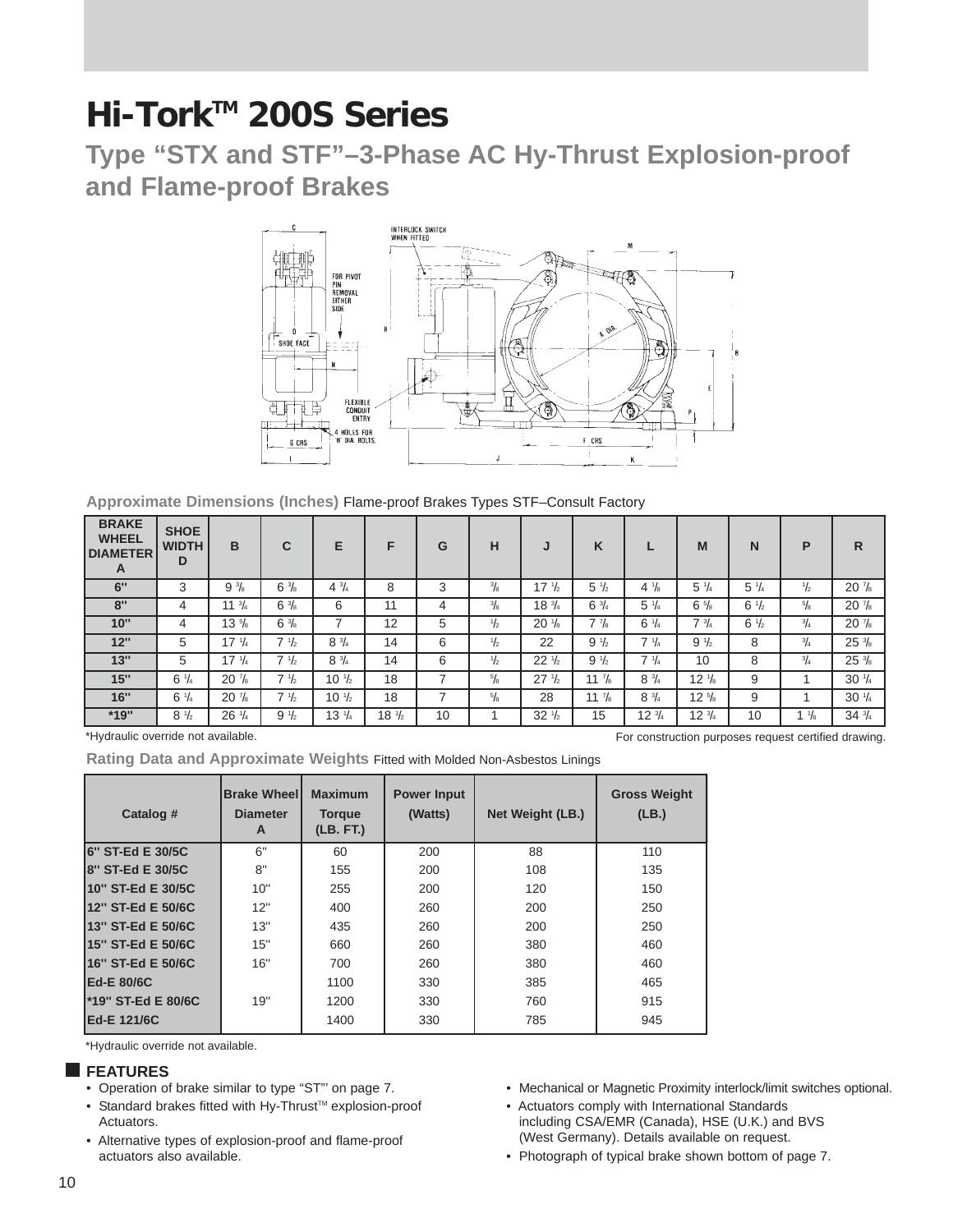# Hi-Tork™ 200S Series

## Type "STX and STF"–3-Phase AC Hy-Thrust Explosion-proof and Flame-proof Brakes

**Approximate Dimensions (Inches)** Flame-proof Brakes Types STF–Consult Factory

| BRAKE WHEEL DIAMETER A | SHOE WIDTH D | B | C | E | F | G | H | J | K | L | M | N | P | R |
|---|---|---|---|---|---|---|---|---|---|---|---|---|---|---|
| 6" | 3 | 9 3/8 | 6 3/8 | 4 3/4 | 8 | 3 | 3/8 | 17 1/2 | 5 1/2 | 4 1/8 | 5 1/4 | 5 1/4 | 1/2 | 20 7/8 |
| 8" | 4 | 11 3/4 | 6 3/8 | 6 | 11 | 4 | 3/8 | 18 3/4 | 6 3/4 | 5 1/4 | 6 5/8 | 6 1/2 | 5/8 | 20 7/8 |
| 10" | 4 | 13 5/8 | 6 3/8 | 7 | 12 | 5 | 1/2 | 20 1/8 | 7 7/8 | 6 1/4 | 7 3/4 | 6 1/2 | 3/4 | 20 7/8 |
| 12" | 5 | 17 1/4 | 7 1/2 | 8 3/4 | 14 | 6 | 1/2 | 22 | 9 1/2 | 7 1/4 | 9 1/2 | 8 | 3/4 | 25 3/8 |
| 13" | 5 | 17 1/4 | 7 1/2 | 8 3/4 | 14 | 6 | 1/2 | 22 1/2 | 9 1/2 | 7 1/4 | 10 | 8 | 3/4 | 25 3/8 |
| 15" | 6 1/4 | 20 7/8 | 7 1/2 | 10 1/2 | 18 | 7 | 5/8 | 27 1/2 | 11 7/8 | 8 3/4 | 12 1/8 | 9 | 1 | 30 1/4 |
| 16" | 6 1/4 | 20 7/8 | 7 1/2 | 10 1/2 | 18 | 7 | 5/8 | 28 | 11 7/8 | 8 3/4 | 12 5/8 | 9 | 1 | 30 1/4 |
| *19" | 8 1/2 | 26 1/4 | 9 1/2 | 13 1/4 | 18 1/2 | 10 | 1 | 32 1/2 | 15 | 12 3/4 | 12 3/4 | 10 | 1 1/8 | 34 3/4 |

*Hydraulic override not available.

For construction purposes request certified drawing.

**Rating Data and Approximate Weights** Fitted with Molded Non-Asbestos Linings

| Catalog # | Brake Wheel Diameter A | Maximum Torque (LB. FT.) | Power Input (Watts) | Net Weight (LB.) | Gross Weight (LB.) |
|---|---|---|---|---|---|
| 6" ST-Ed E 30/5C | 6" | 60 | 200 | 88 | 110 |
| 8" ST-Ed E 30/5C | 8" | 155 | 200 | 108 | 135 |
| 10" ST-Ed E 30/5C | 10" | 255 | 200 | 120 | 150 |
| 12" ST-Ed E 50/6C | 12" | 400 | 260 | 200 | 250 |
| 13" ST-Ed E 50/6C | 13" | 435 | 260 | 200 | 250 |
| 15" ST-Ed E 50/6C | 15" | 660 | 260 | 380 | 460 |
| 16" ST-Ed E 50/6C | 16" | 700 | 260 | 380 | 460 |
| Ed-E 80/6C | | 1100 | 330 | 385 | 465 |
| *19" ST-Ed E 80/6C | 19" | 1200 | 330 | 760 | 915 |
| Ed-E 121/6C | | 1400 | 330 | 785 | 945 |

*Hydraulic override not available.

### FEATURES

- Operation of brake similar to type "ST" on page 7.
- Standard brakes fitted with Hy-Thrust™ explosion-proof Actuators.
- Alternative types of explosion-proof and flame-proof actuators also available.
- Mechanical or Magnetic Proximity interlock/limit switches optional.
- Actuators comply with International Standards including CSA/EMR (Canada), HSE (U.K.) and BVS (West Germany). Details available on request.
- Photograph of typical brake shown bottom of page 7.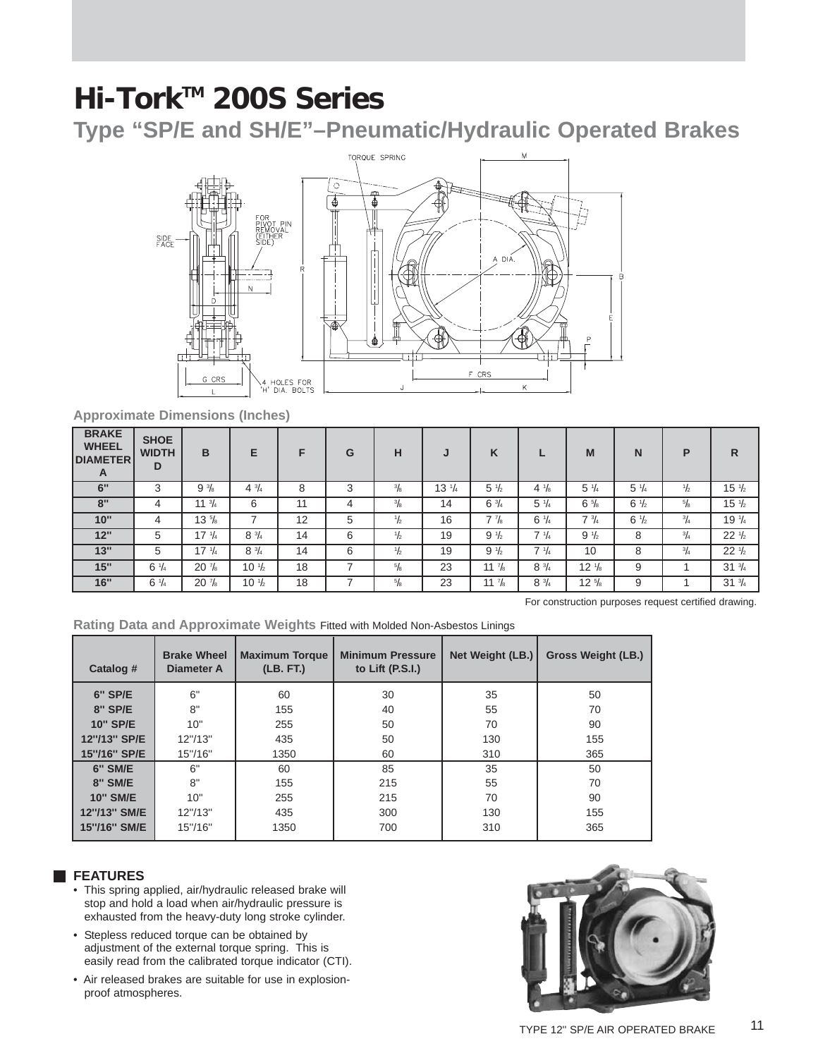# Hi-Tork™ 200S Series

## Type "SP/E and SH/E"–Pneumatic/Hydraulic Operated Brakes

### Approximate Dimensions (Inches)

| BRAKE WHEEL DIAMETER A | SHOE WIDTH D | B | E | F | G | H | J | K | L | M | N | P | R |
|---|---|---|---|---|---|---|---|---|---|---|---|---|---|
| 6" | 3 | 9 3/8 | 4 3/4 | 8 | 3 | 3/8 | 13 1/4 | 5 1/2 | 4 1/8 | 5 1/4 | 5 1/4 | 1/2 | 15 1/2 |
| 8" | 4 | 11 3/4 | 6 | 11 | 4 | 3/8 | 14 | 6 3/4 | 5 1/4 | 6 5/8 | 6 1/2 | 5/8 | 15 1/2 |
| 10" | 4 | 13 5/8 | 7 | 12 | 5 | 1/2 | 16 | 7 7/8 | 6 1/4 | 7 3/4 | 6 1/2 | 3/4 | 19 1/4 |
| 12" | 5 | 17 1/4 | 8 3/4 | 14 | 6 | 1/2 | 19 | 9 1/2 | 7 1/4 | 9 1/2 | 8 | 3/4 | 22 1/2 |
| 13" | 5 | 17 1/4 | 8 3/4 | 14 | 6 | 1/2 | 19 | 9 1/2 | 7 1/4 | 10 | 8 | 3/4 | 22 1/2 |
| 15" | 6 1/4 | 20 7/8 | 10 1/2 | 18 | 7 | 5/8 | 23 | 11 7/8 | 8 3/4 | 12 1/8 | 9 | 1 | 31 3/4 |
| 16" | 6 1/4 | 20 7/8 | 10 1/2 | 18 | 7 | 5/8 | 23 | 11 7/8 | 8 3/4 | 12 5/8 | 9 | 1 | 31 3/4 |

For construction purposes request certified drawing.

### Rating Data and Approximate Weights Fitted with Molded Non-Asbestos Linings

| Catalog # | Brake Wheel Diameter A | Maximum Torque (LB. FT.) | Minimum Pressure to Lift (P.S.I.) | Net Weight (LB.) | Gross Weight (LB.) |
|---|---|---|---|---|---|
| 6" SP/E | 6" | 60 | 30 | 35 | 50 |
| 8" SP/E | 8" | 155 | 40 | 55 | 70 |
| 10" SP/E | 10" | 255 | 50 | 70 | 90 |
| 12"/13" SP/E | 12"/13" | 435 | 50 | 130 | 155 |
| 15"/16" SP/E | 15"/16" | 1350 | 60 | 310 | 365 |
| 6" SM/E | 6" | 60 | 85 | 35 | 50 |
| 8" SM/E | 8" | 155 | 215 | 55 | 70 |
| 10" SM/E | 10" | 255 | 215 | 70 | 90 |
| 12"/13" SM/E | 12"/13" | 435 | 300 | 130 | 155 |
| 15"/16" SM/E | 15"/16" | 1350 | 700 | 310 | 365 |

### FEATURES

- This spring applied, air/hydraulic released brake will stop and hold a load when air/hydraulic pressure is exhausted from the heavy-duty long stroke cylinder.
- Stepless reduced torque can be obtained by adjustment of the external torque spring. This is easily read from the calibrated torque indicator (CTI).
- Air released brakes are suitable for use in explosion-proof atmospheres.

TYPE 12" SP/E AIR OPERATED BRAKE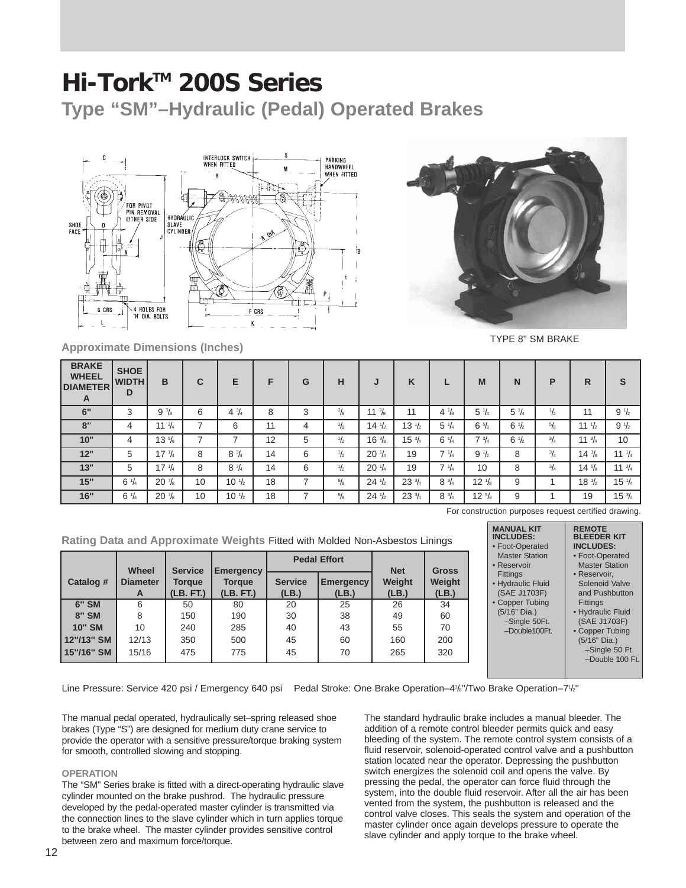# Hi-Tork™ 200S Series

## Type “SM”–Hydraulic (Pedal) Operated Brakes

TYPE 8" SM BRAKE

### Approximate Dimensions (Inches)

| BRAKE WHEEL DIAMETER A | SHOE WIDTH D | B | C | E | F | G | H | J | K | L | M | N | P | R | S |
|---|---|---|---|---|---|---|---|---|---|---|---|---|---|---|---|
| 6" | 3 | 9 3/8 | 6 | 4 3/4 | 8 | 3 | 3/8 | 11 3/8 | 11 | 4 1/8 | 5 1/4 | 5 1/4 | 1/2 | 11 | 9 1/2 |
| 8" | 4 | 11 3/4 | 7 | 6 | 11 | 4 | 3/8 | 14 1/2 | 13 1/2 | 5 1/4 | 6 5/8 | 6 1/2 | 5/8 | 11 1/2 | 9 1/2 |
| 10" | 4 | 13 5/8 | 7 | 7 | 12 | 5 | 1/2 | 16 3/8 | 15 3/4 | 6 1/4 | 7 3/4 | 6 1/2 | 3/4 | 11 3/4 | 10 |
| 12" | 5 | 17 1/4 | 8 | 8 3/4 | 14 | 6 | 1/2 | 20 1/4 | 19 | 7 1/4 | 9 1/2 | 8 | 3/4 | 14 1/8 | 11 1/4 |
| 13" | 5 | 17 1/4 | 8 | 8 3/4 | 14 | 6 | 1/2 | 20 1/4 | 19 | 7 1/4 | 10 | 8 | 3/4 | 14 5/8 | 11 3/4 |
| 15" | 6 1/4 | 20 7/8 | 10 | 10 1/2 | 18 | 7 | 5/8 | 24 1/2 | 23 3/4 | 8 3/4 | 12 1/8 | 9 | 1 | 18 1/2 | 15 1/4 |
| 16" | 6 1/4 | 20 7/8 | 10 | 10 1/2 | 18 | 7 | 5/8 | 24 1/2 | 23 3/4 | 8 3/4 | 12 5/8 | 9 | 1 | 19 | 15 3/4 |

For construction purposes request certified drawing.

### Rating Data and Approximate Weights Fitted with Molded Non-Asbestos Linings

| Catalog # | Wheel Diameter A | Service Torque (LB. FT.) | Emergency Torque (LB. FT.) | Pedal Effort | | Net Weight (LB.) | Gross Weight (LB.) |
|---|---|---|---|---|---|---|---|
| | | | | Service (LB.) | Emergency (LB.) | | |
| 6" SM | 6 | 50 | 80 | 20 | 25 | 26 | 34 |
| 8" SM | 8 | 150 | 190 | 30 | 38 | 49 | 60 |
| 10" SM | 10 | 240 | 285 | 40 | 43 | 55 | 70 |
| 12"/13" SM | 12/13 | 350 | 500 | 45 | 60 | 160 | 200 |
| 15"/16" SM | 15/16 | 475 | 775 | 45 | 70 | 265 | 320 |

**MANUAL KIT INCLUDES:**

- Foot-Operated Master Station
- Reservoir Fittings
- Hydraulic Fluid (SAE J1703F)
- Copper Tubing (5/16" Dia.)
  - Single 50Ft.
  - Double100Ft.

**REMOTE BLEEDER KIT INCLUDES:**

- Foot-Operated Master Station
- Reservoir, Solenoid Valve and Pushbutton Fittings
- Hydraulic Fluid (SAE J1703F)
- Copper Tubing (5/16" Dia.)
  - Single 50 Ft.
  - Double 100 Ft.

Line Pressure: Service 420 psi / Emergency 640 psi  Pedal Stroke: One Brake Operation–4 3/8"/Two Brake Operation–7 1/2"

The manual pedal operated, hydraulically set–spring released shoe brakes (Type “S”) are designed for medium duty crane service to provide the operator with a sensitive pressure/torque braking system for smooth, controlled slowing and stopping.

#### OPERATION

The “SM” Series brake is fitted with a direct-operating hydraulic slave cylinder mounted on the brake pushrod. The hydraulic pressure developed by the pedal-operated master cylinder is transmitted via the connection lines to the slave cylinder which in turn applies torque to the brake wheel. The master cylinder provides sensitive control between zero and maximum force/torque.

The standard hydraulic brake includes a manual bleeder. The addition of a remote control bleeder permits quick and easy bleeding of the system. The remote control system consists of a fluid reservoir, solenoid-operated control valve and a pushbutton station located near the operator. Depressing the pushbutton switch energizes the solenoid coil and opens the valve. By pressing the pedal, the operator can force fluid through the system, into the double fluid reservoir. After all the air has been vented from the system, the pushbutton is released and the control valve closes. This seals the system and operation of the master cylinder once again develops pressure to operate the slave cylinder and apply torque to the brake wheel.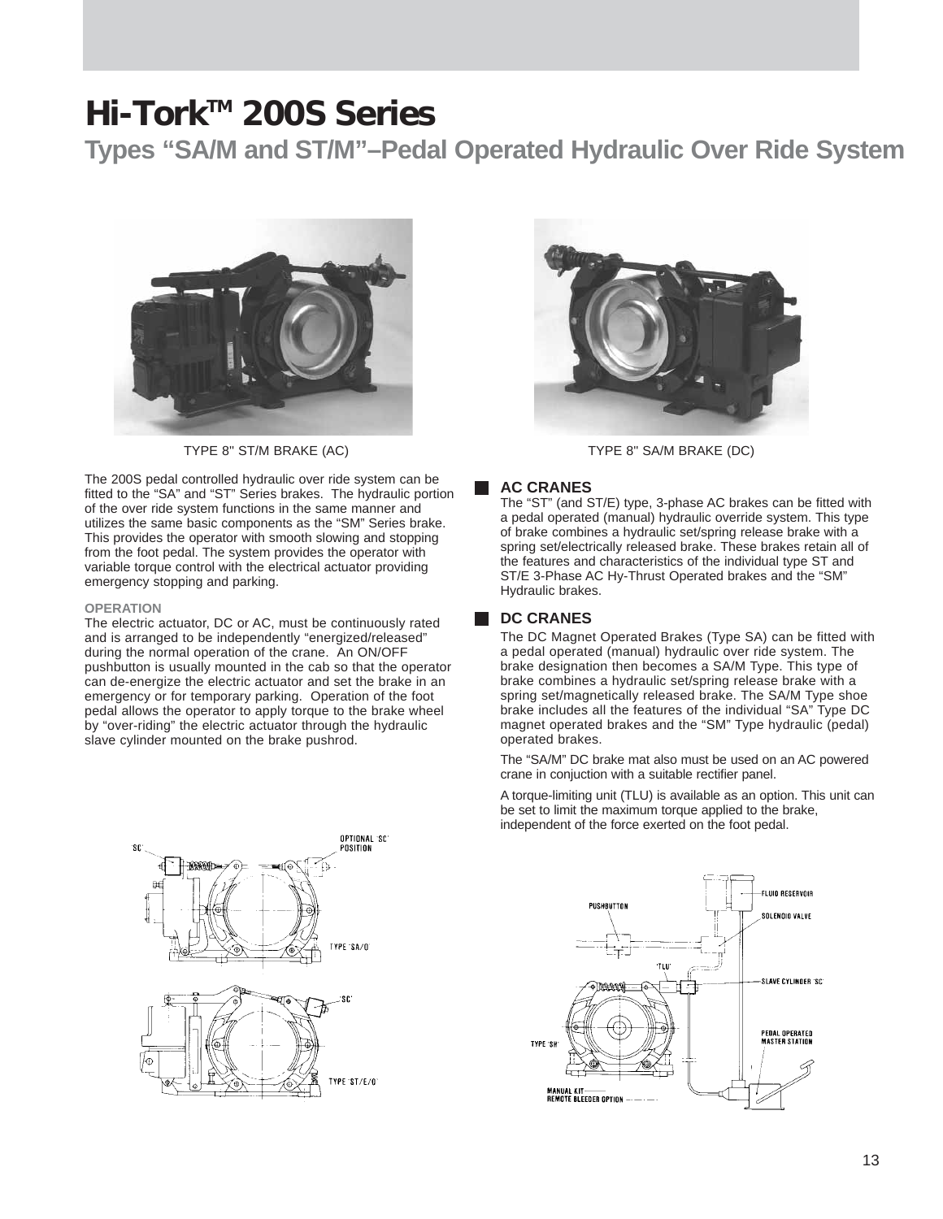# Hi-Tork™ 200S Series

## Types "SA/M and ST/M"–Pedal Operated Hydraulic Over Ride System

TYPE 8" ST/M BRAKE (AC)

TYPE 8" SA/M BRAKE (DC)

The 200S pedal controlled hydraulic over ride system can be fitted to the "SA" and "ST" Series brakes. The hydraulic portion of the over ride system functions in the same manner and utilizes the same basic components as the "SM" Series brake. This provides the operator with smooth slowing and stopping from the foot pedal. The system provides the operator with variable torque control with the electrical actuator providing emergency stopping and parking.

#### OPERATION

The electric actuator, DC or AC, must be continuously rated and is arranged to be independently "energized/released" during the normal operation of the crane. An ON/OFF pushbutton is usually mounted in the cab so that the operator can de-energize the electric actuator and set the brake in an emergency or for temporary parking. Operation of the foot pedal allows the operator to apply torque to the brake wheel by "over-riding" the electric actuator through the hydraulic slave cylinder mounted on the brake pushrod.

### AC CRANES

The "ST" (and ST/E) type, 3-phase AC brakes can be fitted with a pedal operated (manual) hydraulic override system. This type of brake combines a hydraulic set/spring release brake with a spring set/electrically released brake. These brakes retain all of the features and characteristics of the individual type ST and ST/E 3-Phase AC Hy-Thrust Operated brakes and the "SM" Hydraulic brakes.

### DC CRANES

The DC Magnet Operated Brakes (Type SA) can be fitted with a pedal operated (manual) hydraulic over ride system. The brake designation then becomes a SA/M Type. This type of brake combines a hydraulic set/spring release brake with a spring set/magnetically released brake. The SA/M Type shoe brake includes all the features of the individual "SA" Type DC magnet operated brakes and the "SM" Type hydraulic (pedal) operated brakes.

The "SA/M" DC brake mat also must be used on an AC powered crane in conjuction with a suitable rectifier panel.

A torque-limiting unit (TLU) is available as an option. This unit can be set to limit the maximum torque applied to the brake, independent of the force exerted on the foot pedal.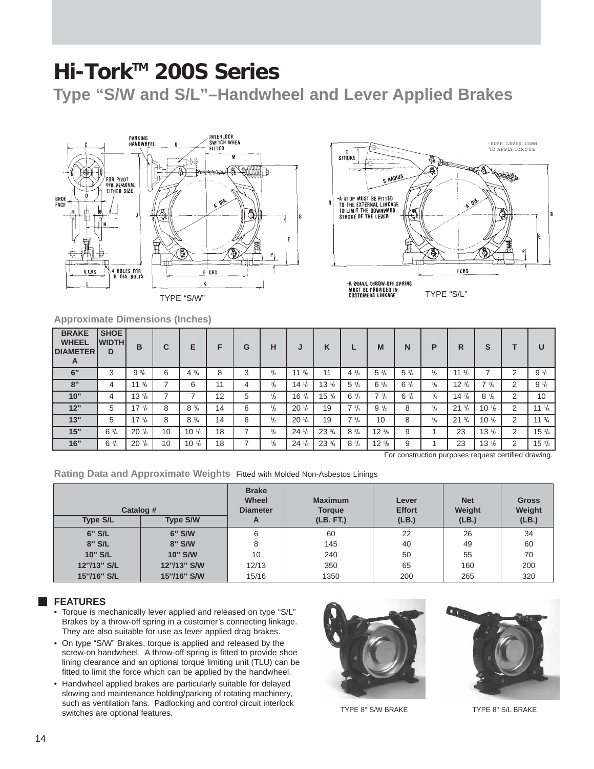# Hi-Tork™ 200S Series

## Type "S/W and S/L"–Handwheel and Lever Applied Brakes

TYPE "S/W"

TYPE "S/L"

### Approximate Dimensions (Inches)

| BRAKE WHEEL DIAMETER A | SHOE WIDTH D | B | C | E | F | G | H | J | K | L | M | N | P | R | S | T | U |
|---|---|---|---|---|---|---|---|---|---|---|---|---|---|---|---|---|---|
| 6" | 3 | 9 3/8 | 6 | 4 3/4 | 8 | 3 | 3/8 | 11 3/8 | 11 | 4 1/8 | 5 1/4 | 5 1/4 | 1/2 | 11 1/2 | 7 | 2 | 9 1/2 |
| 8" | 4 | 11 3/4 | 7 | 6 | 11 | 4 | 3/8 | 14 1/2 | 13 1/2 | 5 1/4 | 6 5/8 | 6 1/2 | 5/8 | 12 3/4 | 7 3/4 | 2 | 9 1/2 |
| 10" | 4 | 13 5/8 | 7 | 7 | 12 | 5 | 1/2 | 16 3/8 | 15 3/4 | 6 1/4 | 7 3/4 | 6 1/2 | 3/4 | 14 7/8 | 8 1/2 | 2 | 10 |
| 12" | 5 | 17 1/4 | 8 | 8 3/4 | 14 | 6 | 1/2 | 20 1/4 | 19 | 7 1/4 | 9 1/2 | 8 | 3/4 | 21 3/4 | 10 1/2 | 2 | 11 1/4 |
| 13" | 5 | 17 1/4 | 8 | 8 3/4 | 14 | 6 | 1/2 | 20 1/4 | 19 | 7 1/4 | 10 | 8 | 3/4 | 21 3/4 | 10 1/2 | 2 | 11 3/4 |
| 15" | 6 1/4 | 20 7/8 | 10 | 10 1/2 | 18 | 7 | 5/8 | 24 1/2 | 23 3/4 | 8 3/4 | 12 1/8 | 9 | 1 | 23 | 13 1/2 | 2 | 15 1/4 |
| 16" | 6 1/4 | 20 7/8 | 10 | 10 1/2 | 18 | 7 | 5/8 | 24 1/2 | 23 3/4 | 8 3/4 | 12 5/8 | 9 | 1 | 23 | 13 1/2 | 2 | 15 3/4 |

For construction purposes request certified drawing.

### Rating Data and Approximate Weights Fitted with Molded Non-Asbestos Linings

| Catalog # Type S/L | Type S/W | Brake Wheel Diameter A | Maximum Torque (LB. FT.) | Lever Effort (LB.) | Net Weight (LB.) | Gross Weight (LB.) |
|---|---|---|---|---|---|---|
| 6" S/L | 6" S/W | 6 | 60 | 22 | 26 | 34 |
| 8" S/L | 8" S/W | 8 | 145 | 40 | 49 | 60 |
| 10" S/L | 10" S/W | 10 | 240 | 50 | 55 | 70 |
| 12"/13" S/L | 12"/13" S/W | 12/13 | 350 | 65 | 160 | 200 |
| 15"/16" S/L | 15"/16" S/W | 15/16 | 1350 | 200 | 265 | 320 |

### FEATURES

- Torque is mechanically lever applied and released on type "S/L" Brakes by a throw-off spring in a customer's connecting linkage. They are also suitable for use as lever applied drag brakes.
- On type "S/W" Brakes, torque is applied and released by the screw-on handwheel. A throw-off spring is fitted to provide shoe lining clearance and an optional torque limiting unit (TLU) can be fitted to limit the force which can be applied by the handwheel.
- Handwheel applied brakes are particularly suitable for delayed slowing and maintenance holding/parking of rotating machinery, such as ventilation fans. Padlocking and control circuit interlock switches are optional features.

TYPE 8" S/W BRAKE

TYPE 8" S/L BRAKE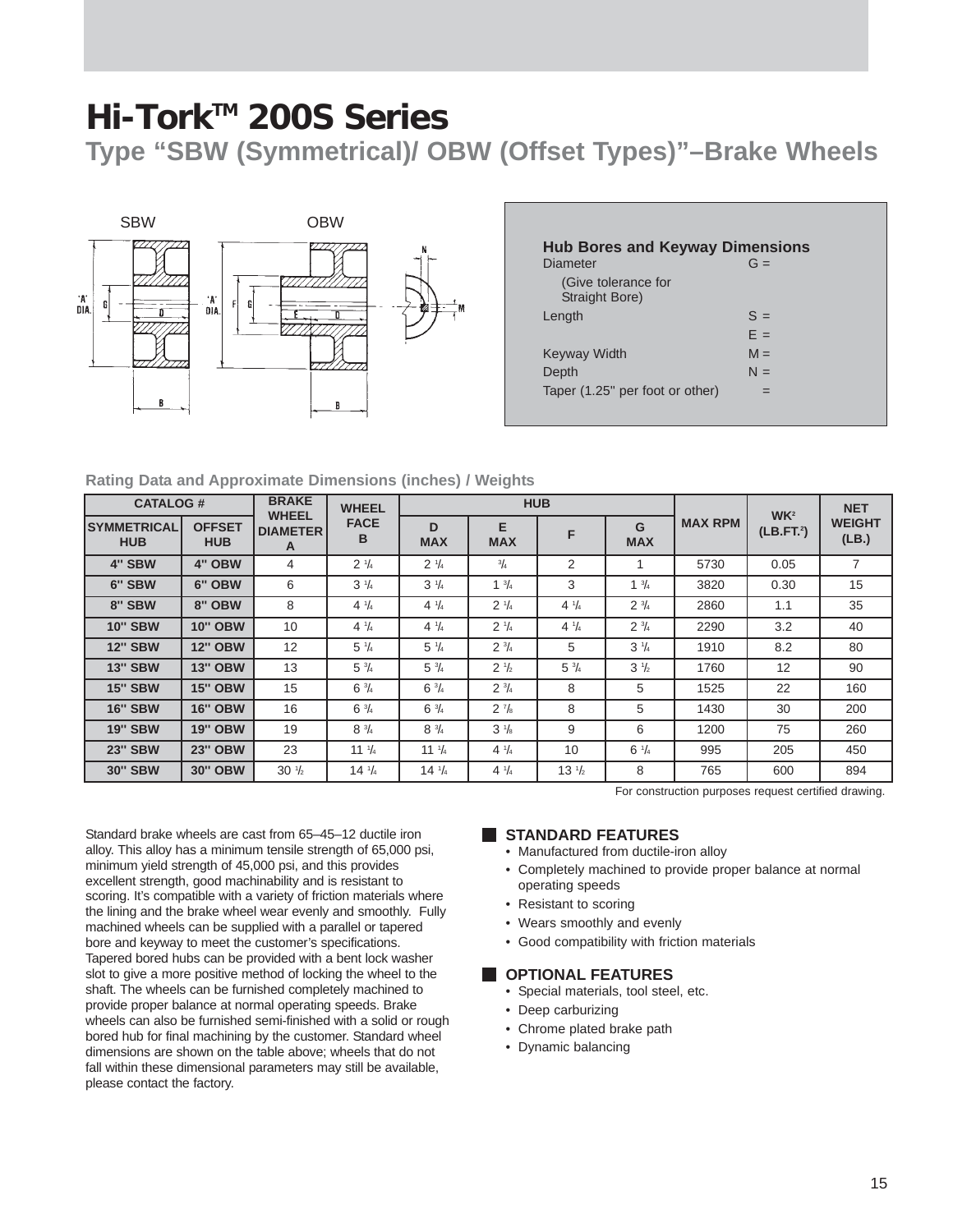# Hi-Tork™ 200S Series

## Type "SBW (Symmetrical)/ OBW (Offset Types)"–Brake Wheels

SBW OBW

### Hub Bores and Keyway Dimensions

| | |
|---|---|
| Diameter | G = |
| (Give tolerance for Straight Bore) | |
| Length | S = |
| | E = |
| Keyway Width | M = |
| Depth | N = |
| Taper (1.25" per foot or other) | = |

### Rating Data and Approximate Dimensions (inches) / Weights

| CATALOG # | | BRAKE WHEEL DIAMETER A | WHEEL FACE B | HUB | | | | MAX RPM | WK² (LB.FT.²) | NET WEIGHT (LB.) |
|---|---|---|---|---|---|---|---|---|---|---|
| SYMMETRICAL HUB | OFFSET HUB | | | D MAX | E MAX | F | G MAX | | | |
| 4" SBW | 4" OBW | 4 | 2 1/4 | 2 1/4 | 3/4 | 2 | 1 | 5730 | 0.05 | 7 |
| 6" SBW | 6" OBW | 6 | 3 1/4 | 3 1/4 | 1 3/4 | 3 | 1 3/4 | 3820 | 0.30 | 15 |
| 8" SBW | 8" OBW | 8 | 4 1/4 | 4 1/4 | 2 1/4 | 4 1/4 | 2 3/4 | 2860 | 1.1 | 35 |
| 10" SBW | 10" OBW | 10 | 4 1/4 | 4 1/4 | 2 1/4 | 4 1/4 | 2 3/4 | 2290 | 3.2 | 40 |
| 12" SBW | 12" OBW | 12 | 5 1/4 | 5 1/4 | 2 3/4 | 5 | 3 1/4 | 1910 | 8.2 | 80 |
| 13" SBW | 13" OBW | 13 | 5 3/4 | 5 3/4 | 2 1/2 | 5 3/4 | 3 1/2 | 1760 | 12 | 90 |
| 15" SBW | 15" OBW | 15 | 6 3/4 | 6 3/4 | 2 3/4 | 8 | 5 | 1525 | 22 | 160 |
| 16" SBW | 16" OBW | 16 | 6 3/4 | 6 3/4 | 2 7/8 | 8 | 5 | 1430 | 30 | 200 |
| 19" SBW | 19" OBW | 19 | 8 3/4 | 8 3/4 | 3 1/8 | 9 | 6 | 1200 | 75 | 260 |
| 23" SBW | 23" OBW | 23 | 11 1/4 | 11 1/4 | 4 1/4 | 10 | 6 1/4 | 995 | 205 | 450 |
| 30" SBW | 30" OBW | 30 1/2 | 14 1/4 | 14 1/4 | 4 1/4 | 13 1/2 | 8 | 765 | 600 | 894 |

For construction purposes request certified drawing.

Standard brake wheels are cast from 65–45–12 ductile iron alloy. This alloy has a minimum tensile strength of 65,000 psi, minimum yield strength of 45,000 psi, and this provides excellent strength, good machinability and is resistant to scoring. It's compatible with a variety of friction materials where the lining and the brake wheel wear evenly and smoothly. Fully machined wheels can be supplied with a parallel or tapered bore and keyway to meet the customer's specifications. Tapered bored hubs can be provided with a bent lock washer slot to give a more positive method of locking the wheel to the shaft. The wheels can be furnished completely machined to provide proper balance at normal operating speeds. Brake wheels can also be furnished semi-finished with a solid or rough bored hub for final machining by the customer. Standard wheel dimensions are shown on the table above; wheels that do not fall within these dimensional parameters may still be available, please contact the factory.

### STANDARD FEATURES

- Manufactured from ductile-iron alloy
- Completely machined to provide proper balance at normal operating speeds
- Resistant to scoring
- Wears smoothly and evenly
- Good compatibility with friction materials

### OPTIONAL FEATURES

- Special materials, tool steel, etc.
- Deep carburizing
- Chrome plated brake path
- Dynamic balancing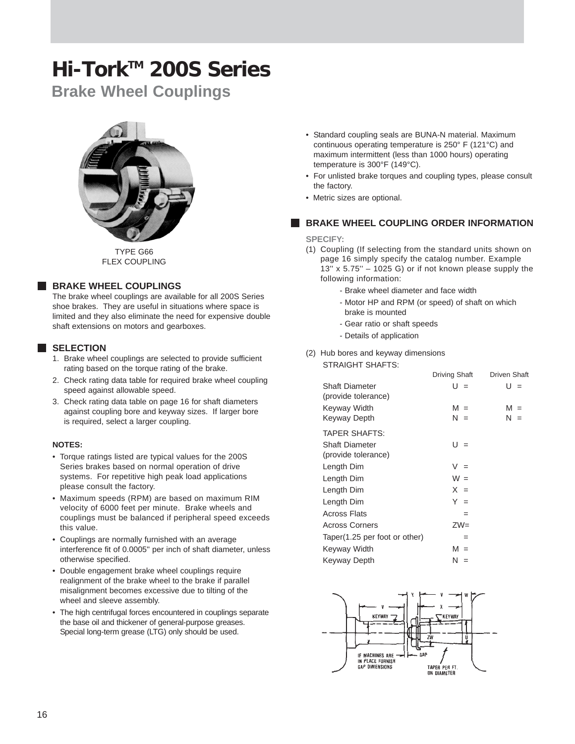# Hi-Tork™ 200S Series

## Brake Wheel Couplings

TYPE G66
FLEX COUPLING

### BRAKE WHEEL COUPLINGS

The brake wheel couplings are available for all 200S Series shoe brakes. They are useful in situations where space is limited and they also eliminate the need for expensive double shaft extensions on motors and gearboxes.

### SELECTION

1. Brake wheel couplings are selected to provide sufficient rating based on the torque rating of the brake.
2. Check rating data table for required brake wheel coupling speed against allowable speed.
3. Check rating data table on page 16 for shaft diameters against coupling bore and keyway sizes. If larger bore is required, select a larger coupling.

**NOTES:**

- Torque ratings listed are typical values for the 200S Series brakes based on normal operation of drive systems. For repetitive high peak load applications please consult the factory.
- Maximum speeds (RPM) are based on maximum RIM velocity of 6000 feet per minute. Brake wheels and couplings must be balanced if peripheral speed exceeds this value.
- Couplings are normally furnished with an average interference fit of 0.0005" per inch of shaft diameter, unless otherwise specified.
- Double engagement brake wheel couplings require realignment of the brake wheel to the brake if parallel misalignment becomes excessive due to tilting of the wheel and sleeve assembly.
- The high centrifugal forces encountered in couplings separate the base oil and thickener of general-purpose greases. Special long-term grease (LTG) only should be used.

- Standard coupling seals are BUNA-N material. Maximum continuous operating temperature is 250° F (121°C) and maximum intermittent (less than 1000 hours) operating temperature is 300°F (149°C).
- For unlisted brake torques and coupling types, please consult the factory.
- Metric sizes are optional.

### BRAKE WHEEL COUPLING ORDER INFORMATION

**SPECIFY:**

(1) Coupling (If selecting from the standard units shown on page 16 simply specify the catalog number. Example 13'' x 5.75'' – 1025 G) or if not known please supply the following information:

- Brake wheel diameter and face width
- Motor HP and RPM (or speed) of shaft on which brake is mounted
- Gear ratio or shaft speeds
- Details of application

(2) Hub bores and keyway dimensions

STRAIGHT SHAFTS:

| | Driving Shaft | Driven Shaft |
|---|---|---|
| Shaft Diameter (provide tolerance) | U = | U = |
| Keyway Width | M = | M = |
| Keyway Depth | N = | N = |

TAPER SHAFTS:

| | |
|---|---|
| Shaft Diameter (provide tolerance) | U = |
| Length Dim | V = |
| Length Dim | W = |
| Length Dim | X = |
| Length Dim | Y = |
| Across Flats | = |
| Across Corners | ZW= |
| Taper(1.25 per foot or other) | = |
| Keyway Width | M = |
| Keyway Depth | N = |

Y V W V X KEYWAY KEYWAY ZW U IF MACHINES ARE IN PLACE FURNISH GAP DIMENSIONS GAP TAPER PER FT. ON DIAMETER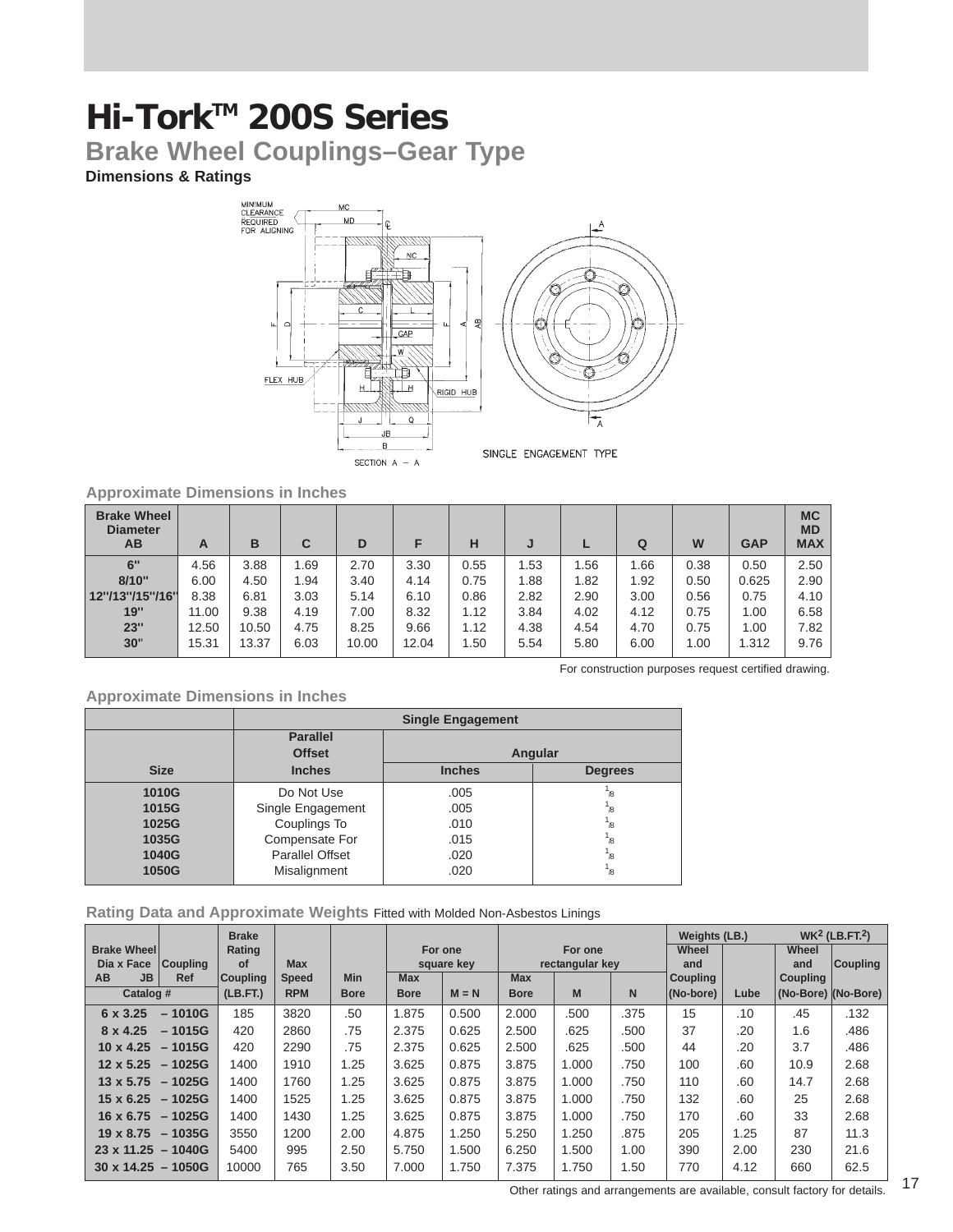# Hi-Tork™ 200S Series

## Brake Wheel Couplings–Gear Type

### Dimensions & Ratings

MINIMUM CLEARANCE REQUIRED FOR ALIGNING

FLEX HUB

RIGID HUB

SECTION A – A

SINGLE ENGAGEMENT TYPE

**Approximate Dimensions in Inches**

| Brake Wheel Diameter AB | A | B | C | D | F | H | J | L | Q | W | GAP | MC MD MAX |
|---|---|---|---|---|---|---|---|---|---|---|---|---|
| 6" | 4.56 | 3.88 | 1.69 | 2.70 | 3.30 | 0.55 | 1.53 | 1.56 | 1.66 | 0.38 | 0.50 | 2.50 |
| 8/10" | 6.00 | 4.50 | 1.94 | 3.40 | 4.14 | 0.75 | 1.88 | 1.82 | 1.92 | 0.50 | 0.625 | 2.90 |
| 12"/13"/15"/16" | 8.38 | 6.81 | 3.03 | 5.14 | 6.10 | 0.86 | 2.82 | 2.90 | 3.00 | 0.56 | 0.75 | 4.10 |
| 19" | 11.00 | 9.38 | 4.19 | 7.00 | 8.32 | 1.12 | 3.84 | 4.02 | 4.12 | 0.75 | 1.00 | 6.58 |
| 23" | 12.50 | 10.50 | 4.75 | 8.25 | 9.66 | 1.12 | 4.38 | 4.54 | 4.70 | 0.75 | 1.00 | 7.82 |
| 30" | 15.31 | 13.37 | 6.03 | 10.00 | 12.04 | 1.50 | 5.54 | 5.80 | 6.00 | 1.00 | 1.312 | 9.76 |

For construction purposes request certified drawing.

**Approximate Dimensions in Inches**

| | Single Engagement | | |
|---|---|---|---|
| | Parallel Offset | Angular | |
| Size | Inches | Inches | Degrees |
| 1010G | Do Not Use | .005 | 1/8 |
| 1015G | Single Engagement | .005 | 1/8 |
| 1025G | Couplings To | .010 | 1/8 |
| 1035G | Compensate For | .015 | 1/8 |
| 1040G | Parallel Offset | .020 | 1/8 |
| 1050G | Misalignment | .020 | 1/8 |

**Rating Data and Approximate Weights** Fitted with Molded Non-Asbestos Linings

| Brake Wheel Dia x Face AB JB | Coupling Ref | Brake Rating of Coupling (LB.FT.) | Max Speed RPM | Min Bore | For one square key Max Bore | For one square key M = N | For one rectangular key Max Bore | For one rectangular key M | For one rectangular key N | Weights (LB.) Wheel and Coupling (No-bore) | Weights (LB.) Lube | $WK^2$ (LB.FT.$^2$) Wheel and Coupling (No-Bore) | $WK^2$ (LB.FT.$^2$) Coupling (No-Bore) |
|---|---|---|---|---|---|---|---|---|---|---|---|---|---|
| 6 x 3.25 | – 1010G | 185 | 3820 | .50 | 1.875 | 0.500 | 2.000 | .500 | .375 | 15 | .10 | .45 | .132 |
| 8 x 4.25 | – 1015G | 420 | 2860 | .75 | 2.375 | 0.625 | 2.500 | .625 | .500 | 37 | .20 | 1.6 | .486 |
| 10 x 4.25 | – 1015G | 420 | 2290 | .75 | 2.375 | 0.625 | 2.500 | .625 | .500 | 44 | .20 | 3.7 | .486 |
| 12 x 5.25 | – 1025G | 1400 | 1910 | 1.25 | 3.625 | 0.875 | 3.875 | 1.000 | .750 | 100 | .60 | 10.9 | 2.68 |
| 13 x 5.75 | – 1025G | 1400 | 1760 | 1.25 | 3.625 | 0.875 | 3.875 | 1.000 | .750 | 110 | .60 | 14.7 | 2.68 |
| 15 x 6.25 | – 1025G | 1400 | 1525 | 1.25 | 3.625 | 0.875 | 3.875 | 1.000 | .750 | 132 | .60 | 25 | 2.68 |
| 16 x 6.75 | – 1025G | 1400 | 1430 | 1.25 | 3.625 | 0.875 | 3.875 | 1.000 | .750 | 170 | .60 | 33 | 2.68 |
| 19 x 8.75 | – 1035G | 3550 | 1200 | 2.00 | 4.875 | 1.250 | 5.250 | 1.250 | .875 | 205 | 1.25 | 87 | 11.3 |
| 23 x 11.25 | – 1040G | 5400 | 995 | 2.50 | 5.750 | 1.500 | 6.250 | 1.500 | 1.00 | 390 | 2.00 | 230 | 21.6 |
| 30 x 14.25 | – 1050G | 10000 | 765 | 3.50 | 7.000 | 1.750 | 7.375 | 1.750 | 1.50 | 770 | 4.12 | 660 | 62.5 |

Other ratings and arrangements are available, consult factory for details.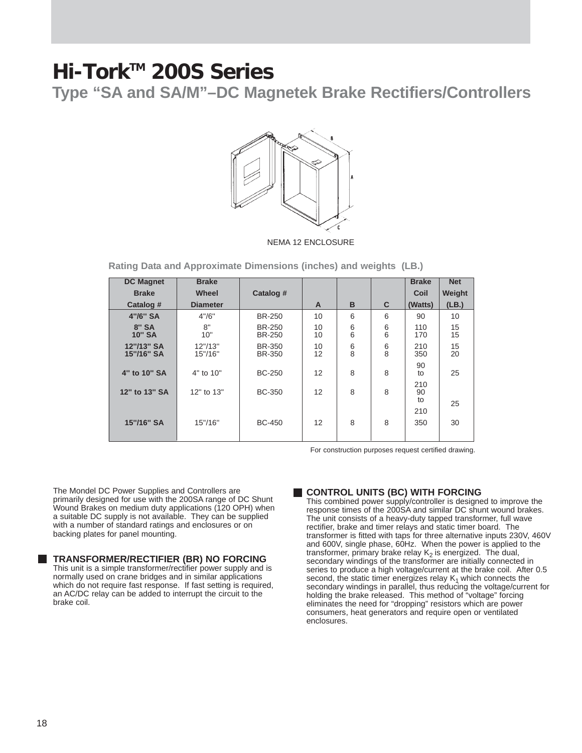# Hi-Tork™ 200S Series

## Type "SA and SA/M"–DC Magnetek Brake Rectifiers/Controllers

NEMA 12 ENCLOSURE

**Rating Data and Approximate Dimensions (inches) and weights (LB.)**

| DC Magnet Brake Catalog # | Brake Wheel Diameter | Catalog # | A | B | C | Brake Coil (Watts) | Net Weight (LB.) |
|---|---|---|---|---|---|---|---|
| **4"/6" SA** | 4"/6" | BR-250 | 10 | 6 | 6 | 90 | 10 |
| **8" SA** | 8" | BR-250 | 10 | 6 | 6 | 110 | 15 |
| **10" SA** | 10" | BR-250 | 10 | 6 | 6 | 170 | 15 |
| **12"/13" SA** | 12"/13" | BR-350 | 10 | 6 | 6 | 210 | 15 |
| **15"/16" SA** | 15"/16" | BR-350 | 12 | 8 | 8 | 350 | 20 |
| **4" to 10" SA** | 4" to 10" | BC-250 | 12 | 8 | 8 | 90 to 210 | 25 |
| **12" to 13" SA** | 12" to 13" | BC-350 | 12 | 8 | 8 | 90 to 210 | 25 |
| **15"/16" SA** | 15"/16" | BC-450 | 12 | 8 | 8 | 350 | 30 |

For construction purposes request certified drawing.

The Mondel DC Power Supplies and Controllers are primarily designed for use with the 200SA range of DC Shunt Wound Brakes on medium duty applications (120 OPH) when a suitable DC supply is not available. They can be supplied with a number of standard ratings and enclosures or on backing plates for panel mounting.

### TRANSFORMER/RECTIFIER (BR) NO FORCING

This unit is a simple transformer/rectifier power supply and is normally used on crane bridges and in similar applications which do not require fast response. If fast setting is required, an AC/DC relay can be added to interrupt the circuit to the brake coil.

### CONTROL UNITS (BC) WITH FORCING

This combined power supply/controller is designed to improve the response times of the 200SA and similar DC shunt wound brakes. The unit consists of a heavy-duty tapped transformer, full wave rectifier, brake and timer relays and static timer board. The transformer is fitted with taps for three alternative inputs 230V, 460V and 600V, single phase, 60Hz. When the power is applied to the transformer, primary brake relay $K_2$ is energized. The dual, secondary windings of the transformer are initially connected in series to produce a high voltage/current at the brake coil. After 0.5 second, the static timer energizes relay $K_1$ which connects the secondary windings in parallel, thus reducing the voltage/current for holding the brake released. This method of "voltage" forcing eliminates the need for "dropping" resistors which are power consumers, heat generators and require open or ventilated enclosures.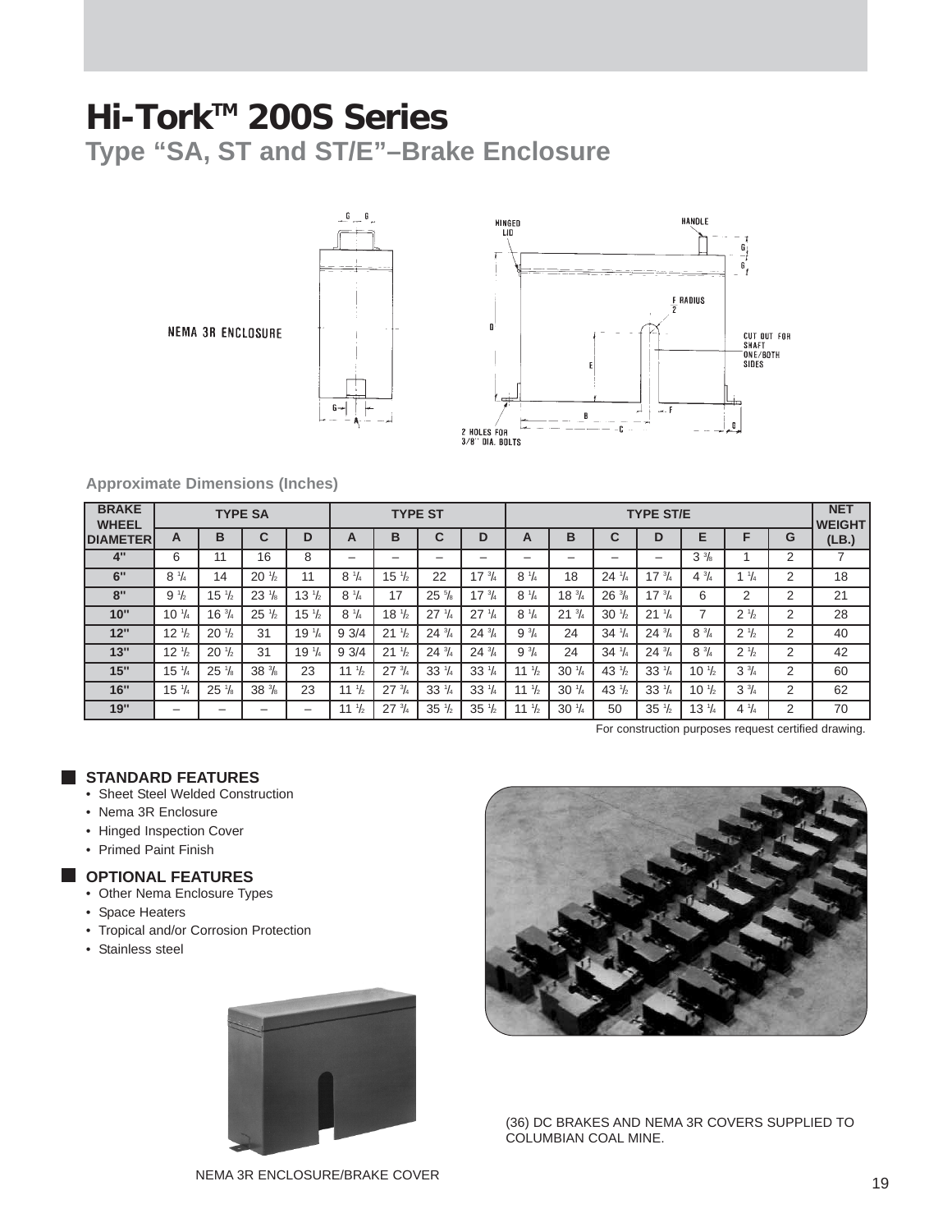# Hi-Tork™ 200S Series

## Type “SA, ST and ST/E”–Brake Enclosure

NEMA 3R ENCLOSURE

HINGED LID

HANDLE

F/2 RADIUS

CUT OUT FOR SHAFT ONE/BOTH SIDES

2 HOLES FOR 3/8" DIA. BOLTS

**Approximate Dimensions (Inches)**

| BRAKE WHEEL DIAMETER | TYPE SA | | | | TYPE ST | | | | TYPE ST/E | | | | | | | NET WEIGHT (LB.) |
|---|---|---|---|---|---|---|---|---|---|---|---|---|---|---|---|---|
| | A | B | C | D | A | B | C | D | A | B | C | D | E | F | G | |
| 4" | 6 | 11 | 16 | 8 | – | – | – | – | – | – | – | – | 3 3/8 | 1 | 2 | 7 |
| 6" | 8 1/4 | 14 | 20 1/2 | 11 | 8 1/4 | 15 1/2 | 22 | 17 3/4 | 8 1/4 | 18 | 24 1/4 | 17 3/4 | 4 3/4 | 1 1/4 | 2 | 18 |
| 8" | 9 1/2 | 15 1/2 | 23 1/8 | 13 1/2 | 8 1/4 | 17 | 25 5/8 | 17 3/4 | 8 1/4 | 18 3/4 | 26 3/8 | 17 3/4 | 6 | 2 | 2 | 21 |
| 10" | 10 1/4 | 16 3/4 | 25 1/2 | 15 1/2 | 8 1/4 | 18 1/2 | 27 1/4 | 27 1/4 | 8 1/4 | 21 3/4 | 30 1/2 | 21 1/4 | 7 | 2 1/2 | 2 | 28 |
| 12" | 12 1/2 | 20 1/2 | 31 | 19 1/4 | 9 3/4 | 21 1/2 | 24 3/4 | 24 3/4 | 9 3/4 | 24 | 34 1/4 | 24 3/4 | 8 3/4 | 2 1/2 | 2 | 40 |
| 13" | 12 1/2 | 20 1/2 | 31 | 19 1/4 | 9 3/4 | 21 1/2 | 24 3/4 | 24 3/4 | 9 3/4 | 24 | 34 1/4 | 24 3/4 | 8 3/4 | 2 1/2 | 2 | 42 |
| 15" | 15 1/4 | 25 1/8 | 38 3/8 | 23 | 11 1/2 | 27 3/4 | 33 1/4 | 33 1/4 | 11 1/2 | 30 1/4 | 43 1/2 | 33 1/4 | 10 1/2 | 3 3/4 | 2 | 60 |
| 16" | 15 1/4 | 25 1/8 | 38 3/8 | 23 | 11 1/2 | 27 3/4 | 33 1/4 | 33 1/4 | 11 1/2 | 30 1/4 | 43 1/2 | 33 1/4 | 10 1/2 | 3 3/4 | 2 | 62 |
| 19" | – | – | – | – | 11 1/2 | 27 3/4 | 35 1/2 | 35 1/2 | 11 1/2 | 30 1/4 | 50 | 35 1/2 | 13 1/4 | 4 1/4 | 2 | 70 |

For construction purposes request certified drawing.

### STANDARD FEATURES

- Sheet Steel Welded Construction
- Nema 3R Enclosure
- Hinged Inspection Cover
- Primed Paint Finish

### OPTIONAL FEATURES

- Other Nema Enclosure Types
- Space Heaters
- Tropical and/or Corrosion Protection
- Stainless steel

NEMA 3R ENCLOSURE/BRAKE COVER

(36) DC BRAKES AND NEMA 3R COVERS SUPPLIED TO COLUMBIAN COAL MINE.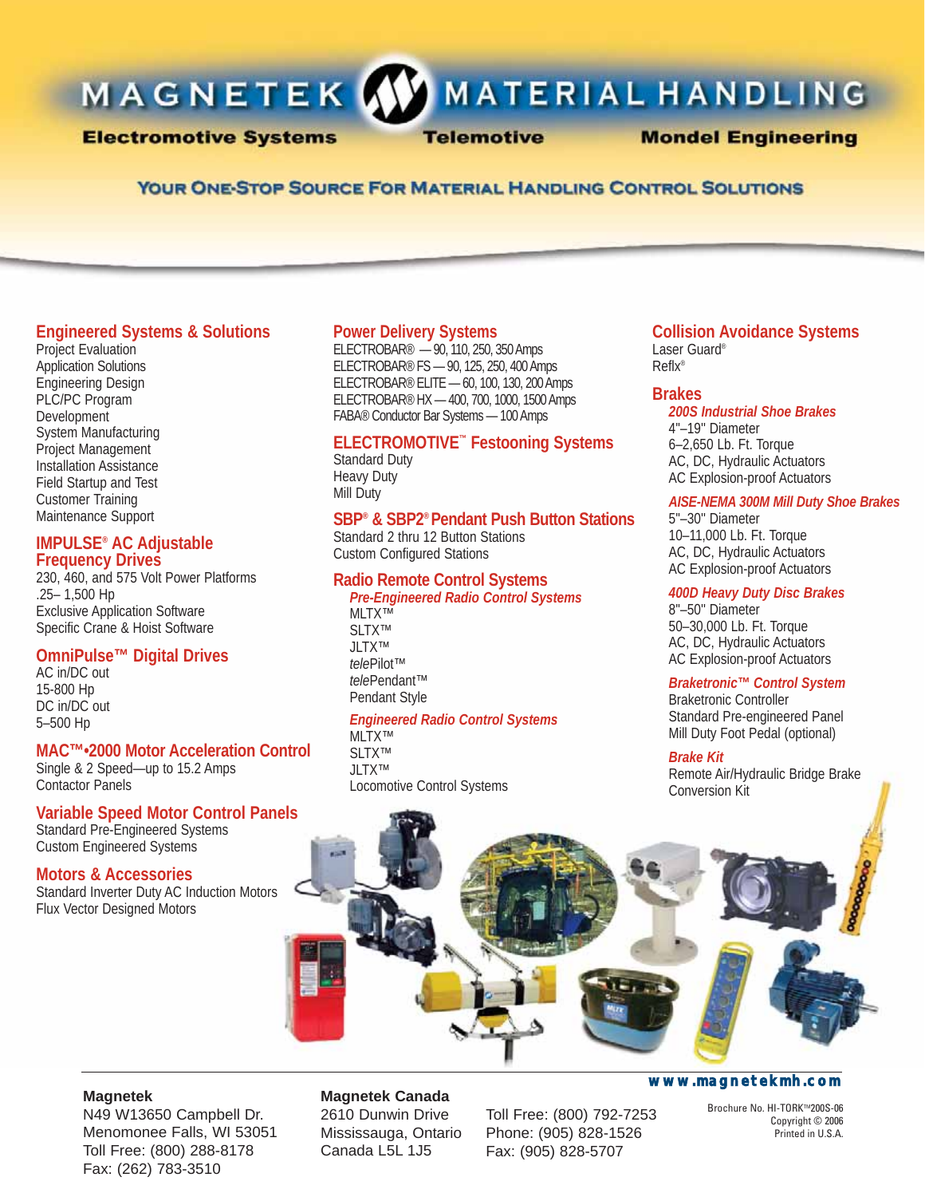# MAGNETEK MATERIAL HANDLING

**Electromotive Systems** **Telemotive** **Mondel Engineering**

YOUR ONE-STOP SOURCE FOR MATERIAL HANDLING CONTROL SOLUTIONS

## Engineered Systems & Solutions

Project Evaluation
Application Solutions
Engineering Design
PLC/PC Program Development
System Manufacturing
Project Management
Installation Assistance
Field Startup and Test
Customer Training
Maintenance Support

## IMPULSE® AC Adjustable Frequency Drives

230, 460, and 575 Volt Power Platforms
.25– 1,500 Hp
Exclusive Application Software
Specific Crane & Hoist Software

## OmniPulse™ Digital Drives

AC in/DC out
15-800 Hp
DC in/DC out
5–500 Hp

## MAC™•2000 Motor Acceleration Control

Single & 2 Speed—up to 15.2 Amps
Contactor Panels

## Variable Speed Motor Control Panels

Standard Pre-Engineered Systems
Custom Engineered Systems

## Motors & Accessories

Standard Inverter Duty AC Induction Motors
Flux Vector Designed Motors

## Power Delivery Systems

ELECTROBAR® — 90, 110, 250, 350 Amps
ELECTROBAR® FS — 90, 125, 250, 400 Amps
ELECTROBAR® ELITE — 60, 100, 130, 200 Amps
ELECTROBAR® HX — 400, 700, 1000, 1500 Amps
FABA® Conductor Bar Systems — 100 Amps

## ELECTROMOTIVE™ Festooning Systems

Standard Duty
Heavy Duty
Mill Duty

## SBP® & SBP2® Pendant Push Button Stations

Standard 2 thru 12 Button Stations
Custom Configured Stations

## Radio Remote Control Systems

### *Pre-Engineered Radio Control Systems*

MLTX™
SLTX™
JLTX™
*tele*Pilot™
*tele*Pendant™
Pendant Style

### *Engineered Radio Control Systems*

MLTX™
SLTX™
JLTX™
Locomotive Control Systems

## Collision Avoidance Systems

Laser Guard®
Reflx®

## Brakes

### *200S Industrial Shoe Brakes*

4"–19" Diameter
6–2,650 Lb. Ft. Torque
AC, DC, Hydraulic Actuators
AC Explosion-proof Actuators

### *AISE-NEMA 300M Mill Duty Shoe Brakes*

5"–30" Diameter
10–11,000 Lb. Ft. Torque
AC, DC, Hydraulic Actuators
AC Explosion-proof Actuators

### *400D Heavy Duty Disc Brakes*

8"–50" Diameter
50–30,000 Lb. Ft. Torque
AC, DC, Hydraulic Actuators
AC Explosion-proof Actuators

### *Braketronic™ Control System*

Braketronic Controller
Standard Pre-engineered Panel
Mill Duty Foot Pedal (optional)

### *Brake Kit*

Remote Air/Hydraulic Bridge Brake Conversion Kit

---

**www.magnetekmh.com**

**Magnetek**
N49 W13650 Campbell Dr.
Menomonee Falls, WI 53051
Toll Free: (800) 288-8178
Fax: (262) 783-3510

**Magnetek Canada**
2610 Dunwin Drive
Mississauga, Ontario
Canada L5L 1J5

Toll Free: (800) 792-7253
Phone: (905) 828-1526
Fax: (905) 828-5707

Brochure No. HI-TORK™200S-06
Copyright © 2006
Printed in U.S.A.